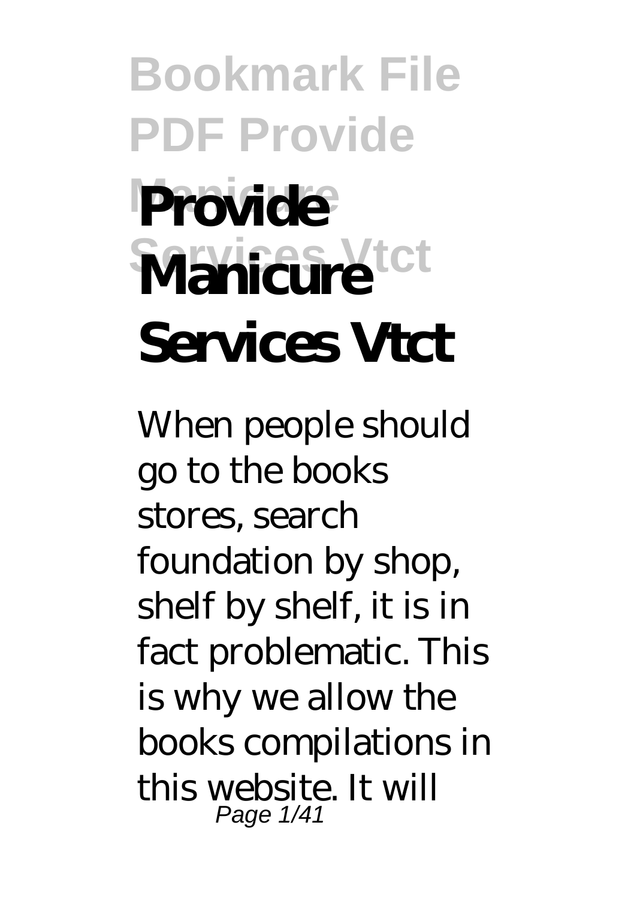# Provide Manicure Services Vtct

When people should go to the books stores, search foundation by shop, shelf by shelf, it is in fact problematic. This is why we allow the books compilations in this website. It will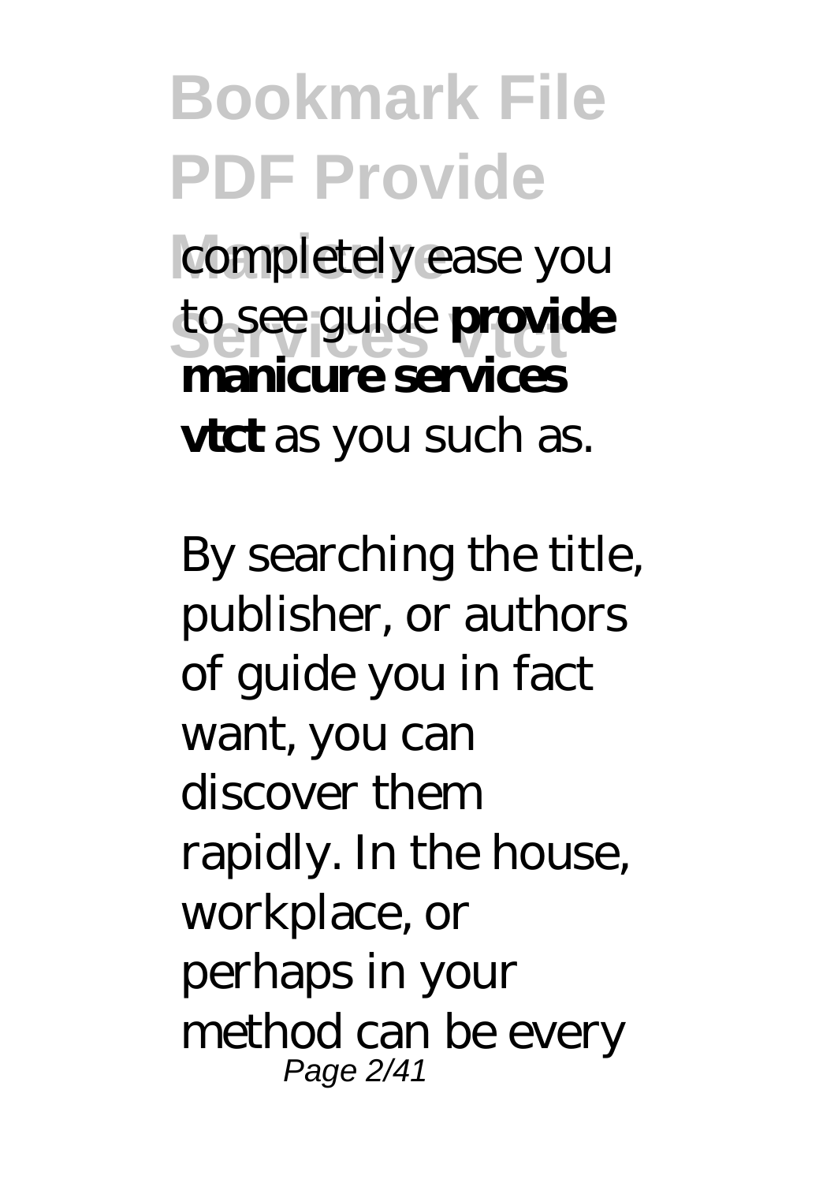completely ease you to see guide **provide manicure services vtct** as you such as.

By searching the title, publisher, or authors of guide you in fact want, you can discover them rapidly. In the house, workplace, or perhaps in your method can be every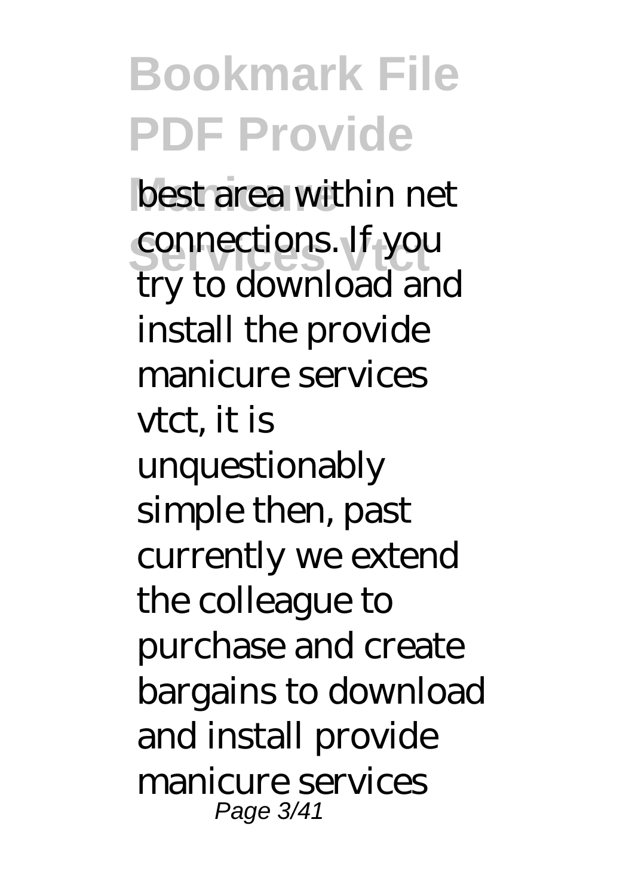best area within net connections. If you try to download and install the provide manicure services vtct, it is unquestionably simple then, past currently we extend the colleague to purchase and create bargains to download and install provide manicure services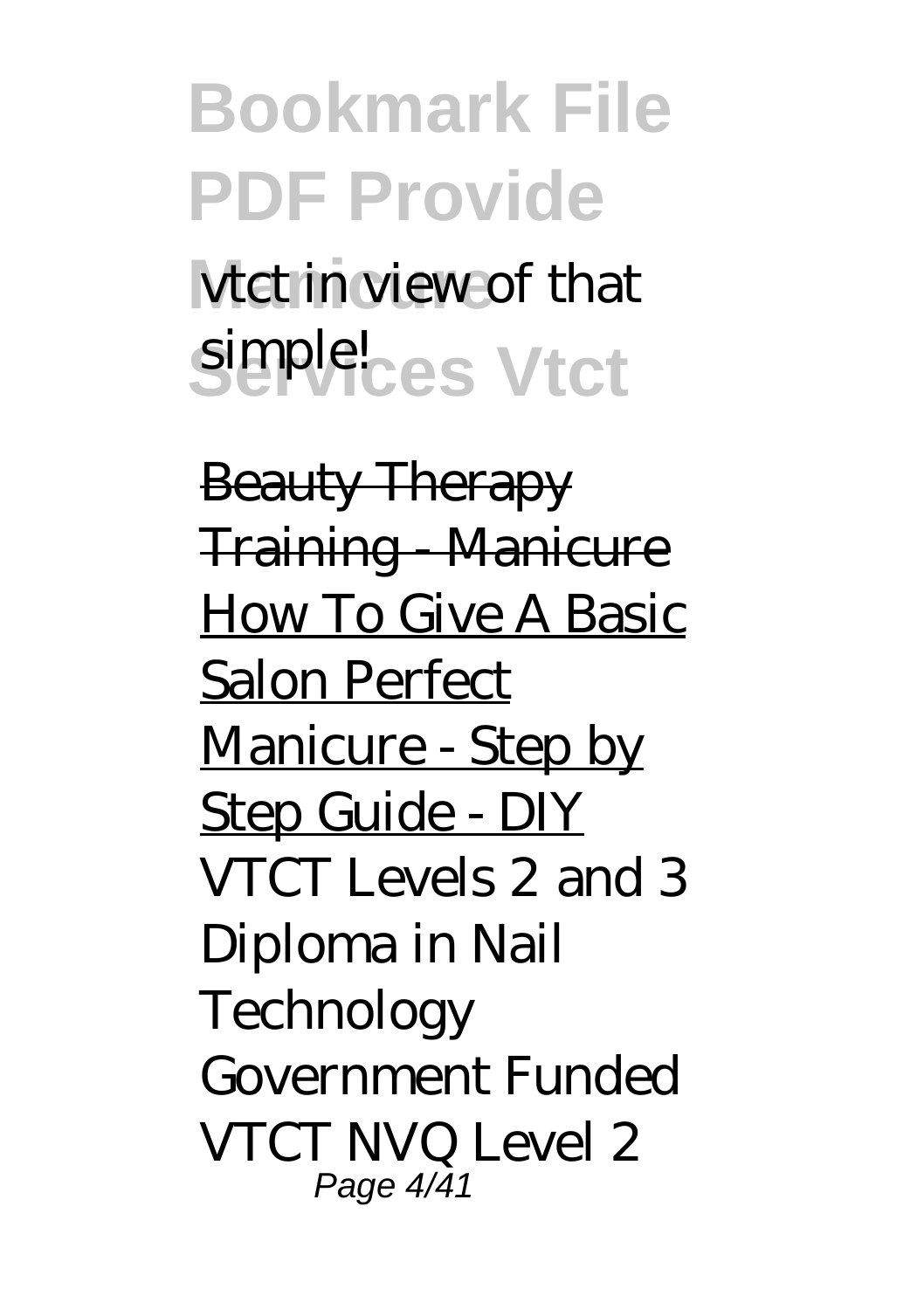vtct in view of that simple!

~~Beauty Therapy Training - Manicure~~

How To Give A Basic Salon Perfect Manicure - Step by Step Guide - DIY

*VTCT Levels 2 and 3 Diploma in Nail Technology*

*Government Funded VTCT NVQ Level 2*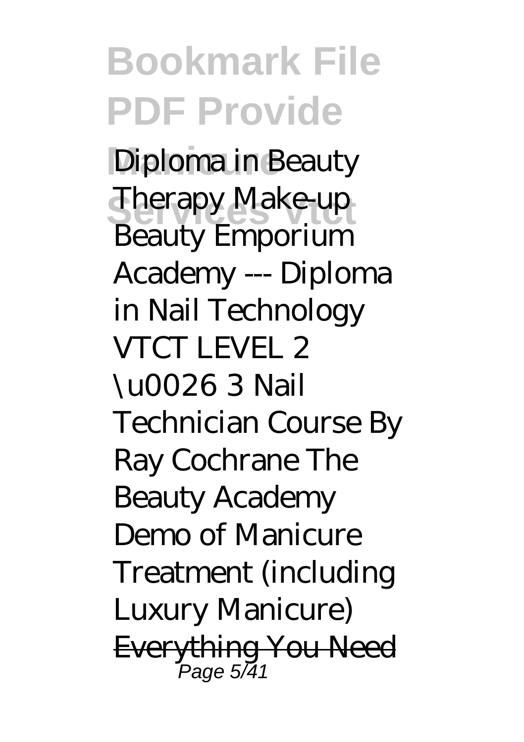*Diploma in Beauty Therapy Make-up Beauty Emporium Academy --- Diploma in Nail Technology VTCT LEVEL 2 \u0026 3 Nail Technician Course By Ray Cochrane The Beauty Academy Demo of Manicure Treatment (including Luxury Manicure)* ~~Everything You Need~~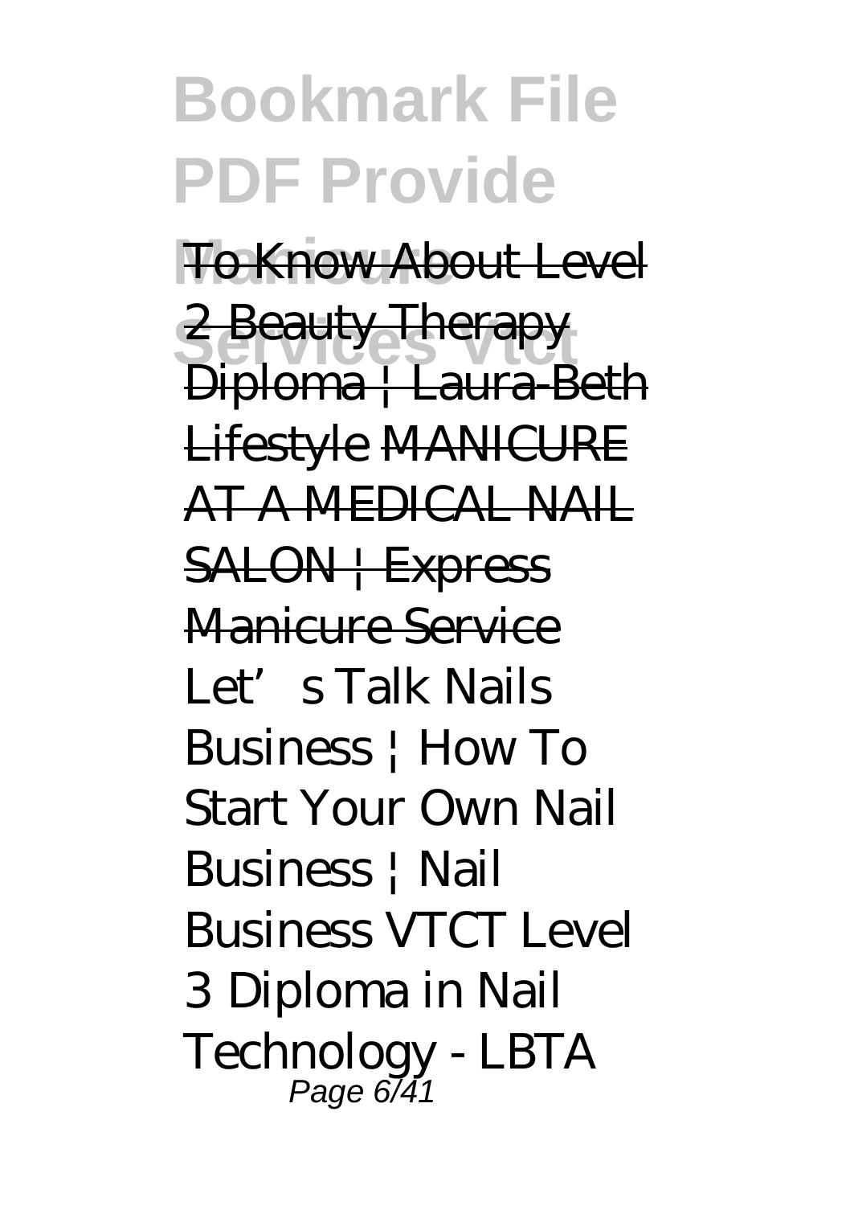To Know About Level 2 Beauty Therapy Diploma | Laura-Beth Lifestyle MANICURE AT A MEDICAL NAIL SALON | Express Manicure Service *Let's Talk Nails Business | How To Start Your Own Nail Business | Nail Business* VTCT Level 3 Diploma in Nail Technology - LBTA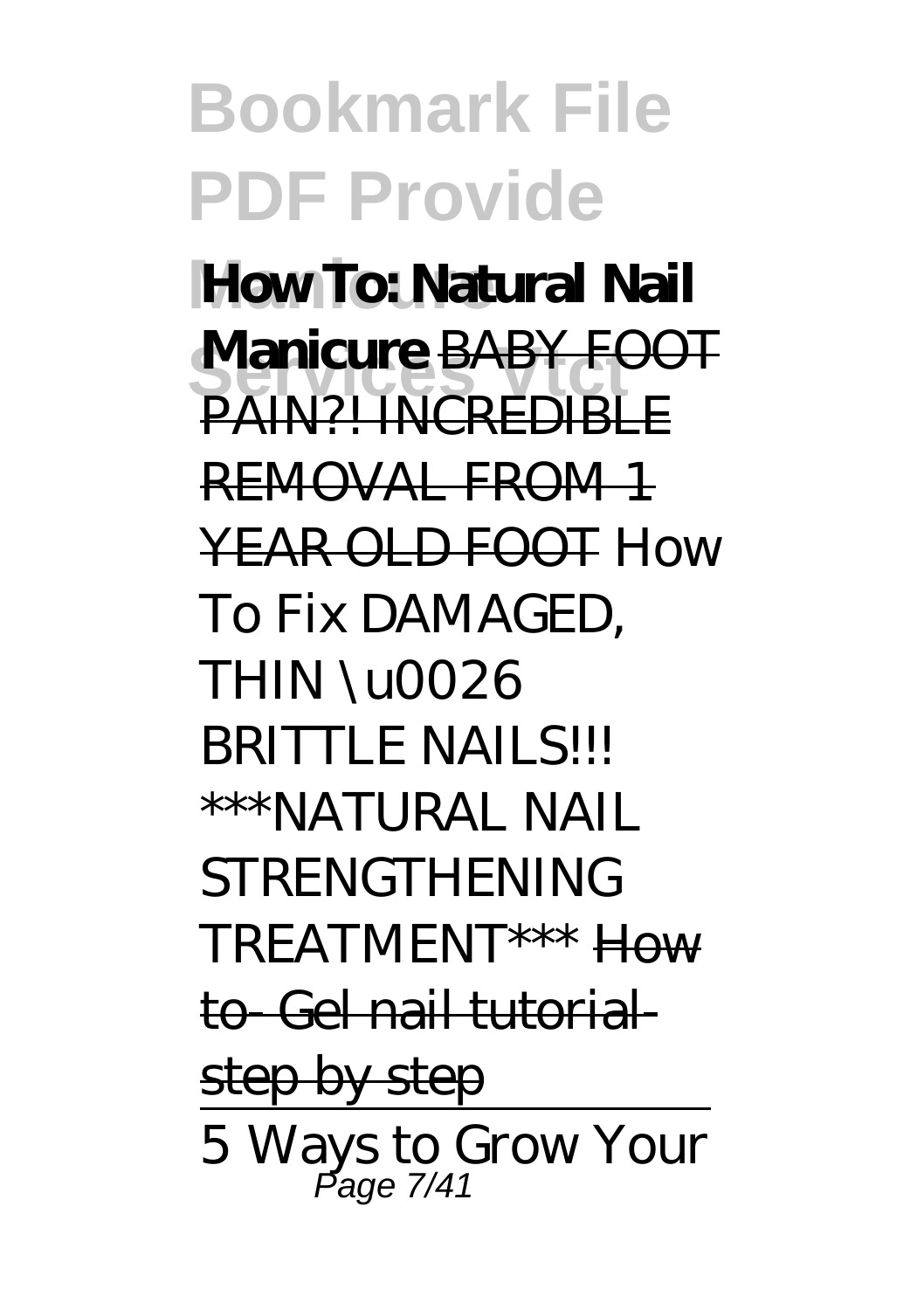**How To: Natural Nail Manicure** ~~BABY FOOT PAIN?! INCREDIBLE REMOVAL FROM 1 YEAR OLD FOOT~~ *How To Fix DAMAGED, THIN \u0026 BRITTLE NAILS!!! ***NATURAL NAIL STRENGTHENING TREATMENT**** ~~How to- Gel nail tutorial-step by step~~

5 Ways to Grow Your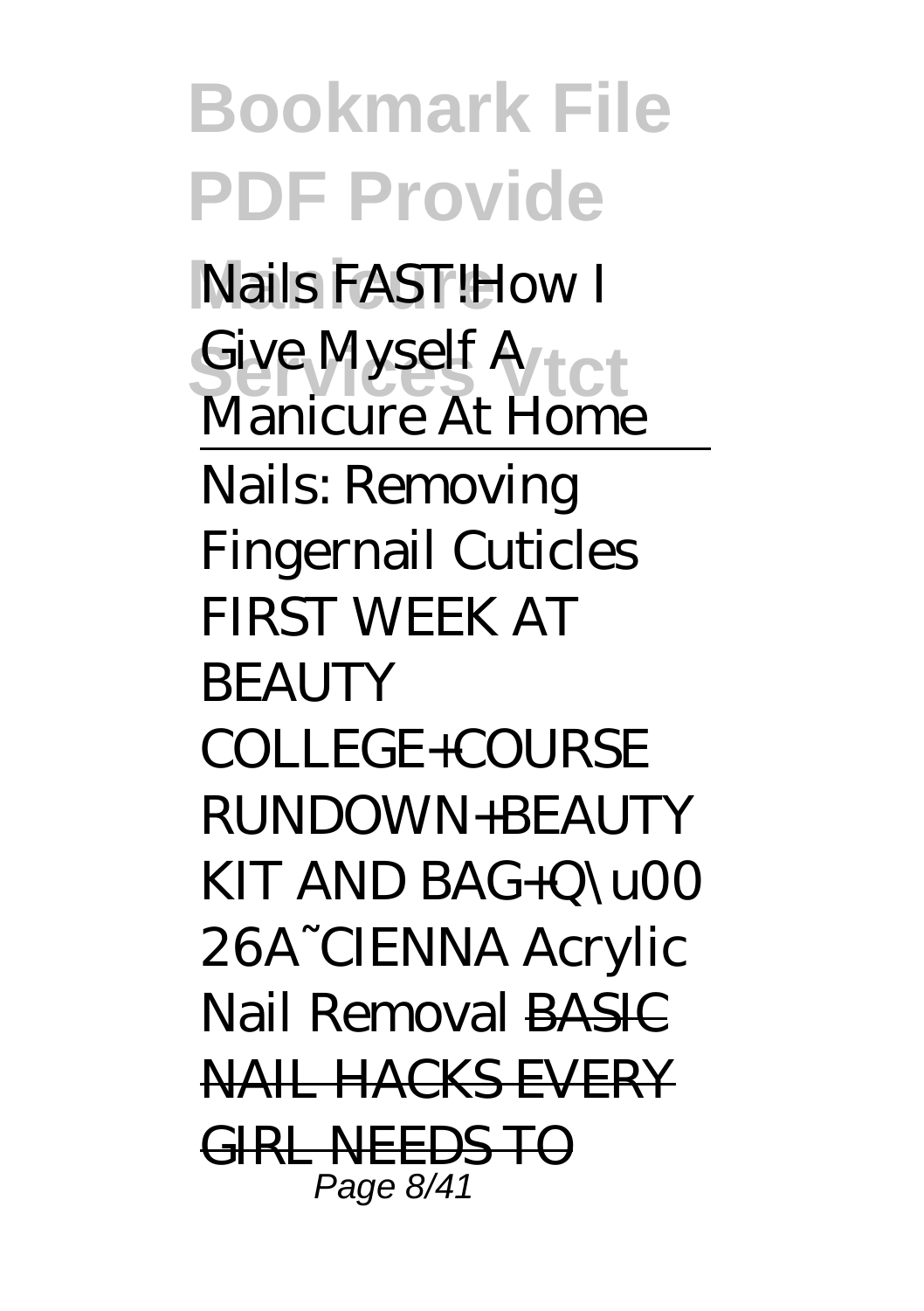*Nails FAST!How I Give Myself A Manicure At Home*

Nails: Removing Fingernail Cuticles *FIRST WEEK AT BEAUTY COLLEGE+COURSE RUNDOWN+BEAUTY KIT AND BAG+Q\u0026A~CIENNA Acrylic Nail Removal* ~~BASIC NAIL HACKS EVERY GIRL NEEDS TO~~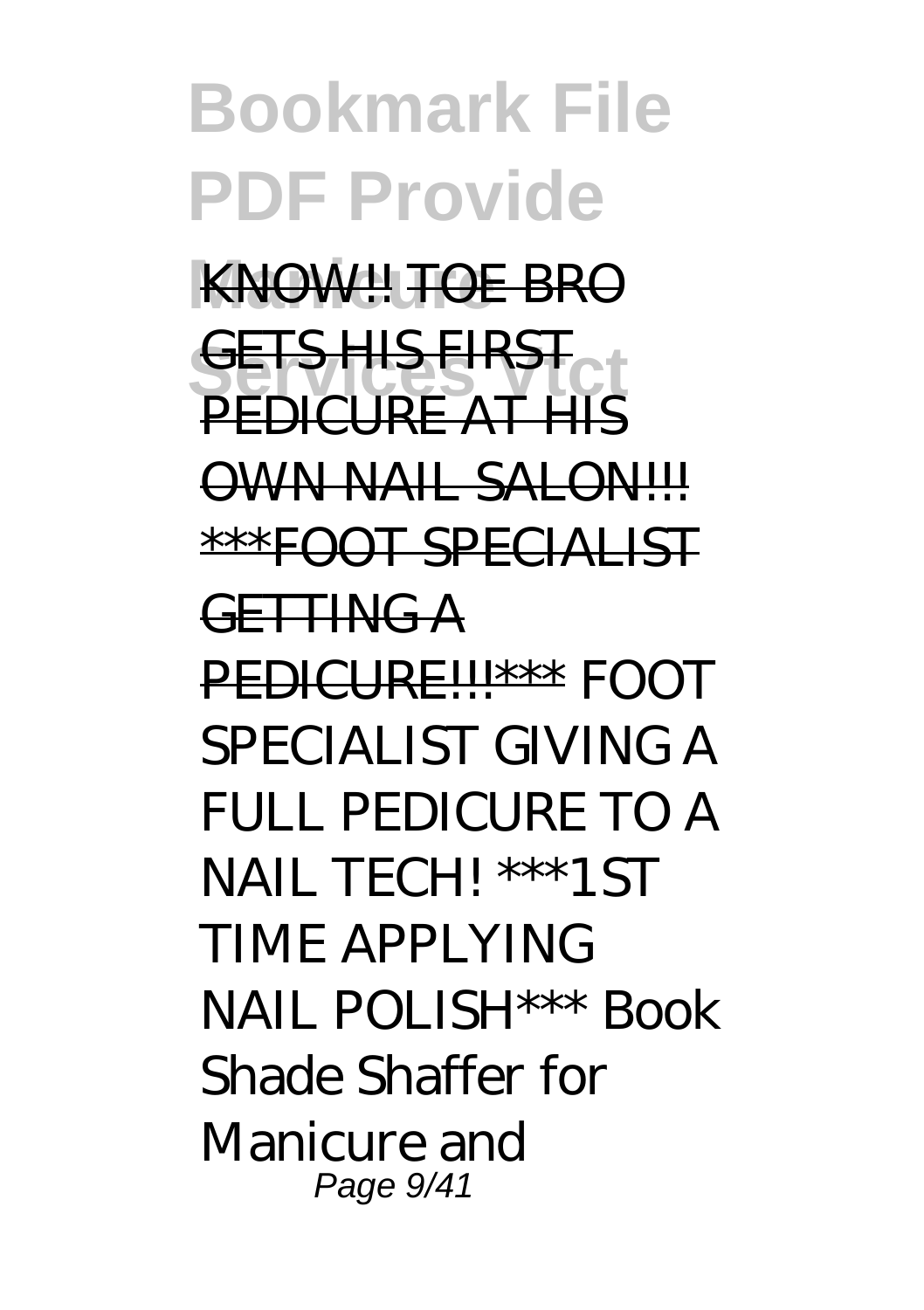KNOW!! ~~TOE BRO GETS HIS FIRST PEDICURE AT HIS OWN NAIL SALON!!!~~ ~~***FOOT SPECIALIST GETTING A PEDICURE!!!***~~ *FOOT SPECIALIST GIVING A FULL PEDICURE TO A NAIL TECH! ***1ST TIME APPLYING NAIL POLISH*** Book Shade Shaffer for Manicure and*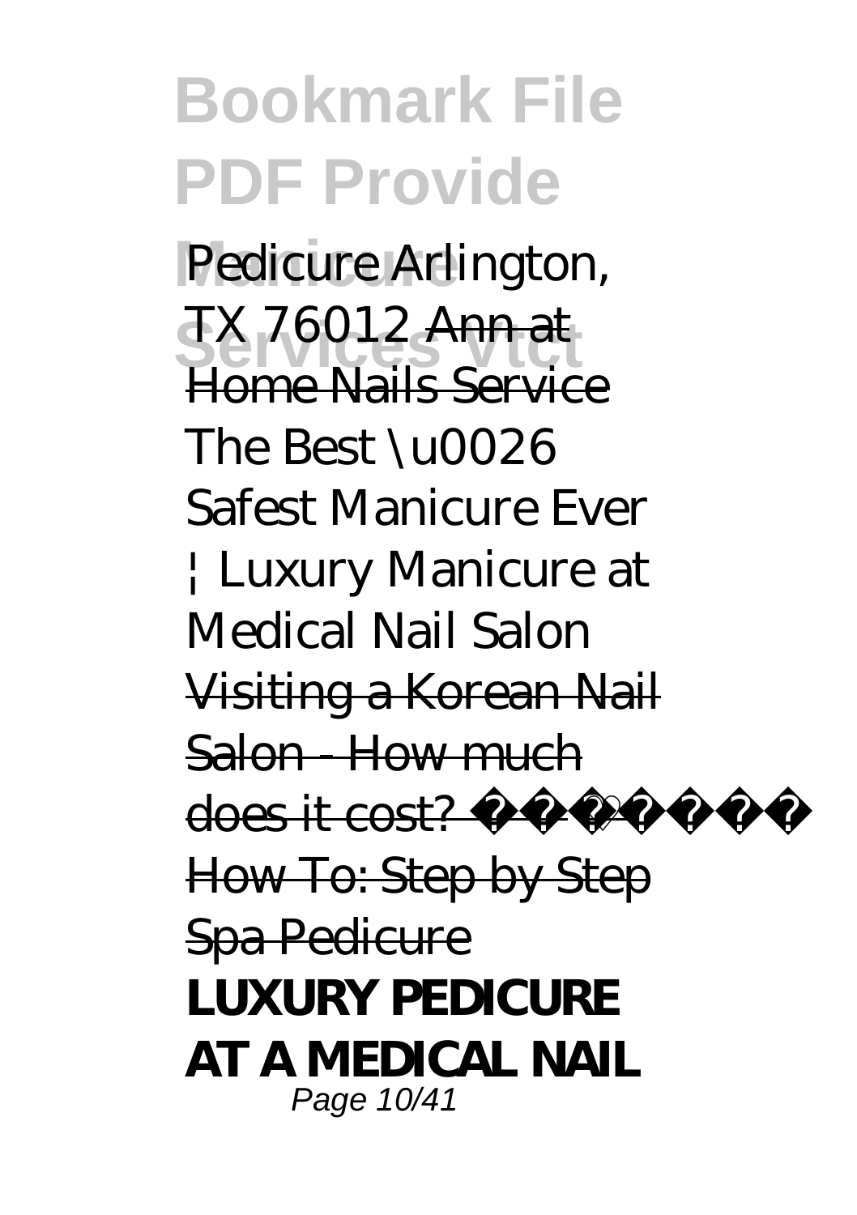*Pedicure Arlington, TX 76012* Ann at Home Nails Service *The Best \u0026 Safest Manicure Ever | Luxury Manicure at Medical Nail Salon* Visiting a Korean Nail Salon - How much does it cost? How To: Step by Step Spa Pedicure **LUXURY PEDICURE AT A MEDICAL NAIL**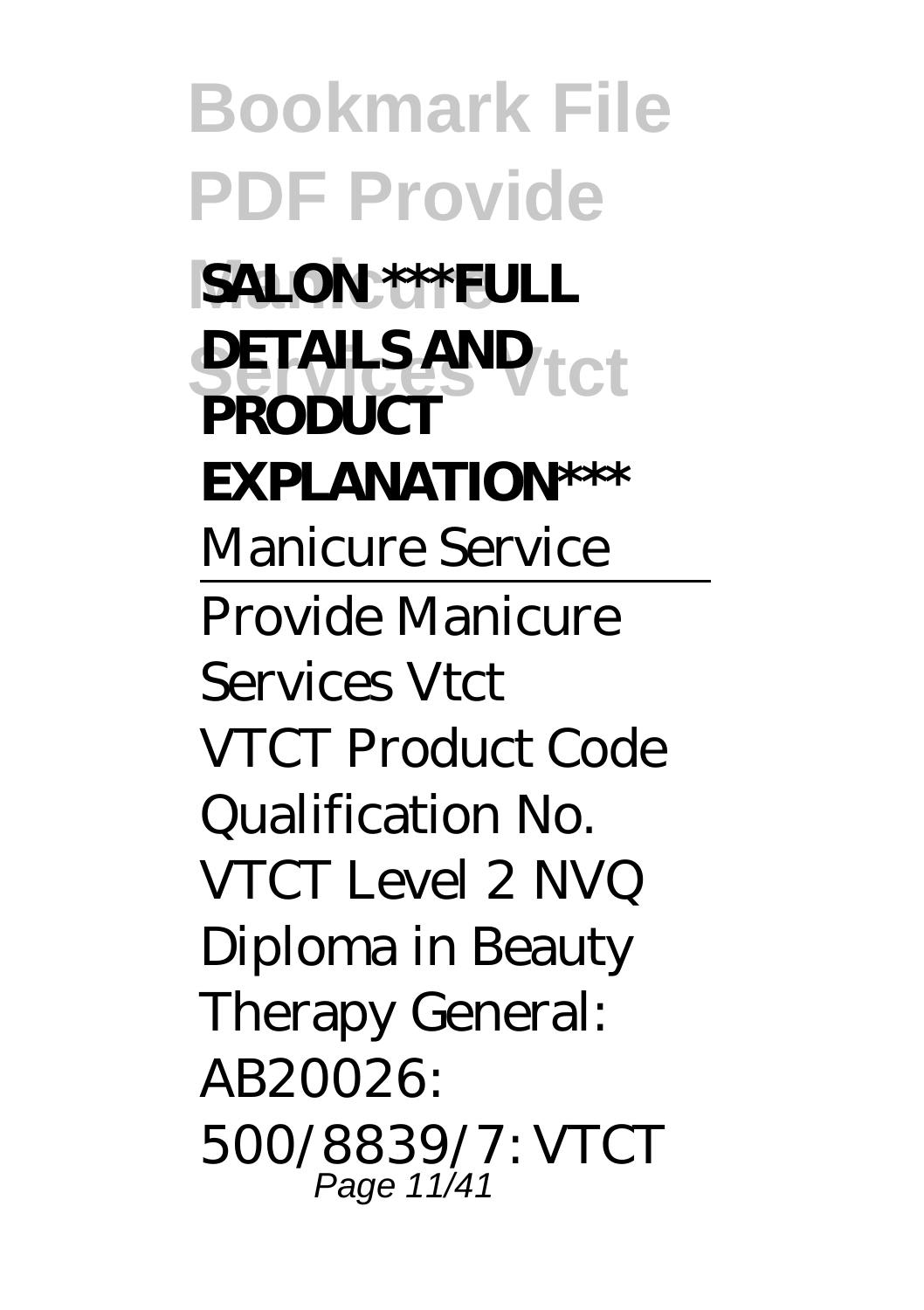**SALON ***FULL DETAILS AND PRODUCT EXPLANATION***

*Manicure Service*

Provide Manicure Services Vtct

VTCT Product Code Qualification No. VTCT Level 2 NVQ Diploma in Beauty Therapy General: AB20026: 500/8839/7: VTCT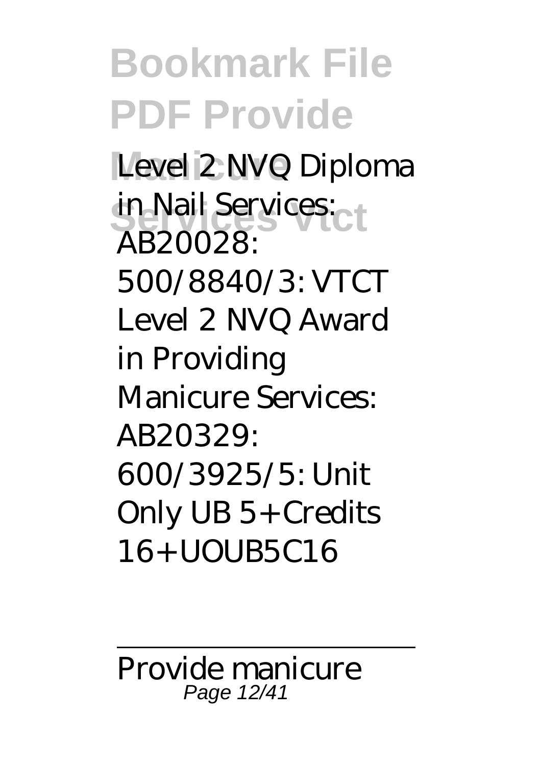Level 2 NVQ Diploma in Nail Services: AB20028: 500/8840/3: VTCT Level 2 NVQ Award in Providing Manicure Services: AB20329: 600/3925/5: Unit Only UB 5+ Credits 16+ UOUB5C16

---

Provide manicure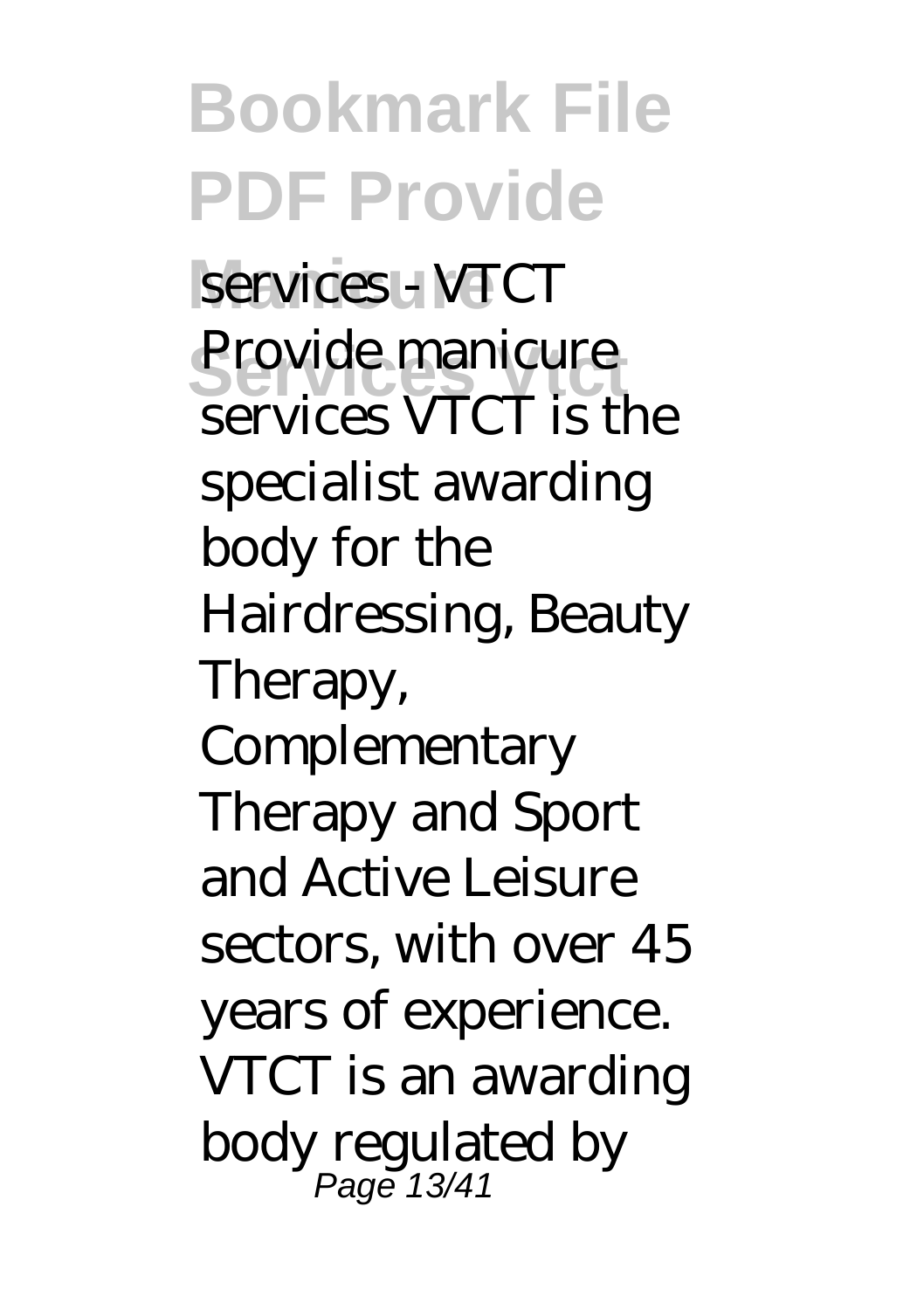services - VTCT

Provide manicure services VTCT is the specialist awarding body for the Hairdressing, Beauty Therapy, Complementary Therapy and Sport and Active Leisure sectors, with over 45 years of experience. VTCT is an awarding body regulated by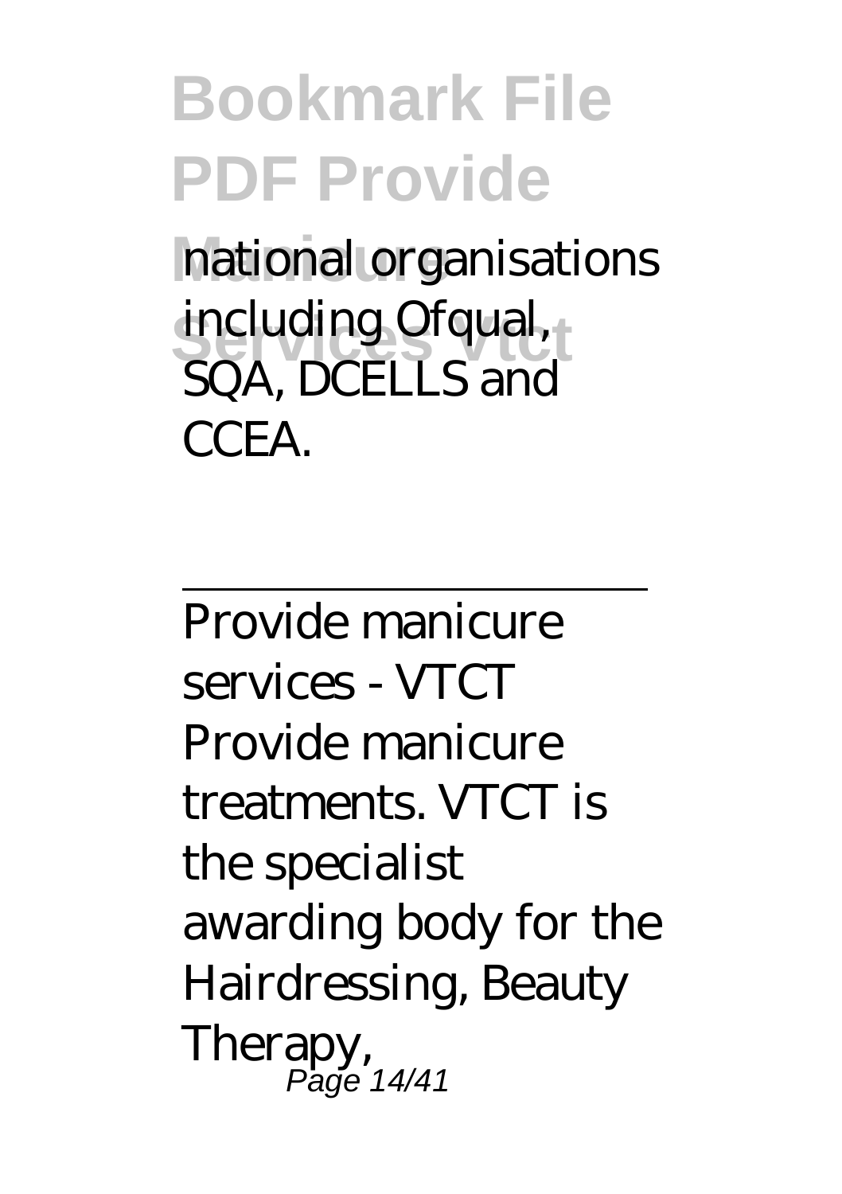national organisations including Ofqual, SQA, DCELLS and CCEA.

---

Provide manicure services - VTCT

Provide manicure treatments. VTCT is the specialist awarding body for the Hairdressing, Beauty Therapy,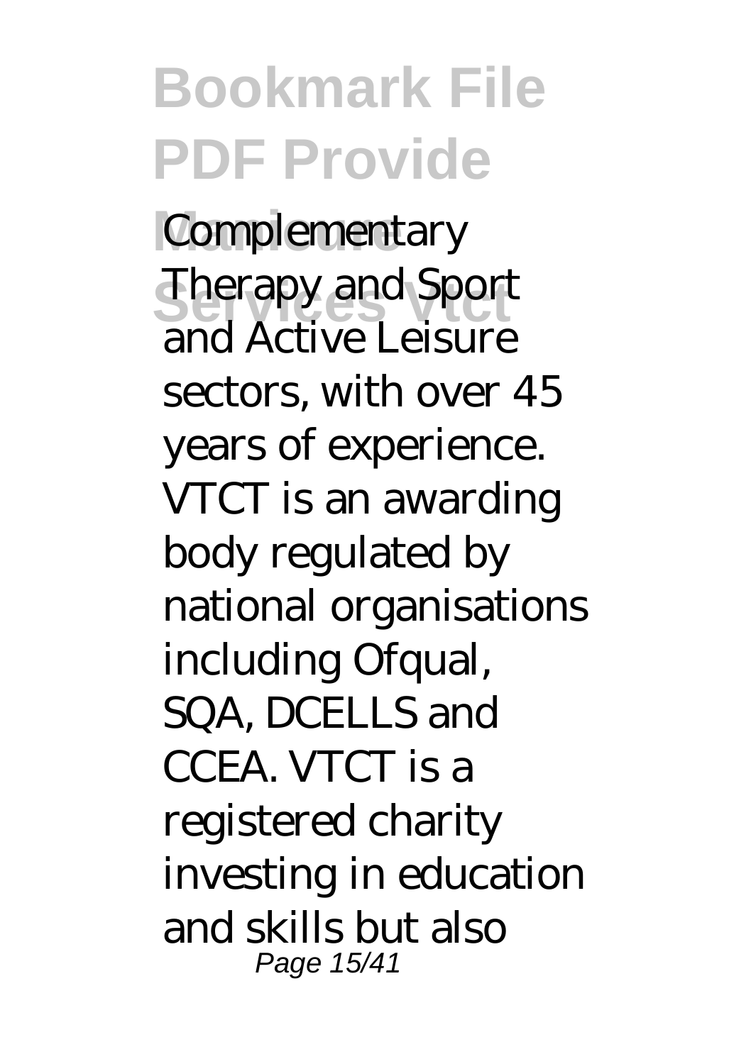Complementary Therapy and Sport and Active Leisure sectors, with over 45 years of experience. VTCT is an awarding body regulated by national organisations including Ofqual, SQA, DCELLS and CCEA. VTCT is a registered charity investing in education and skills but also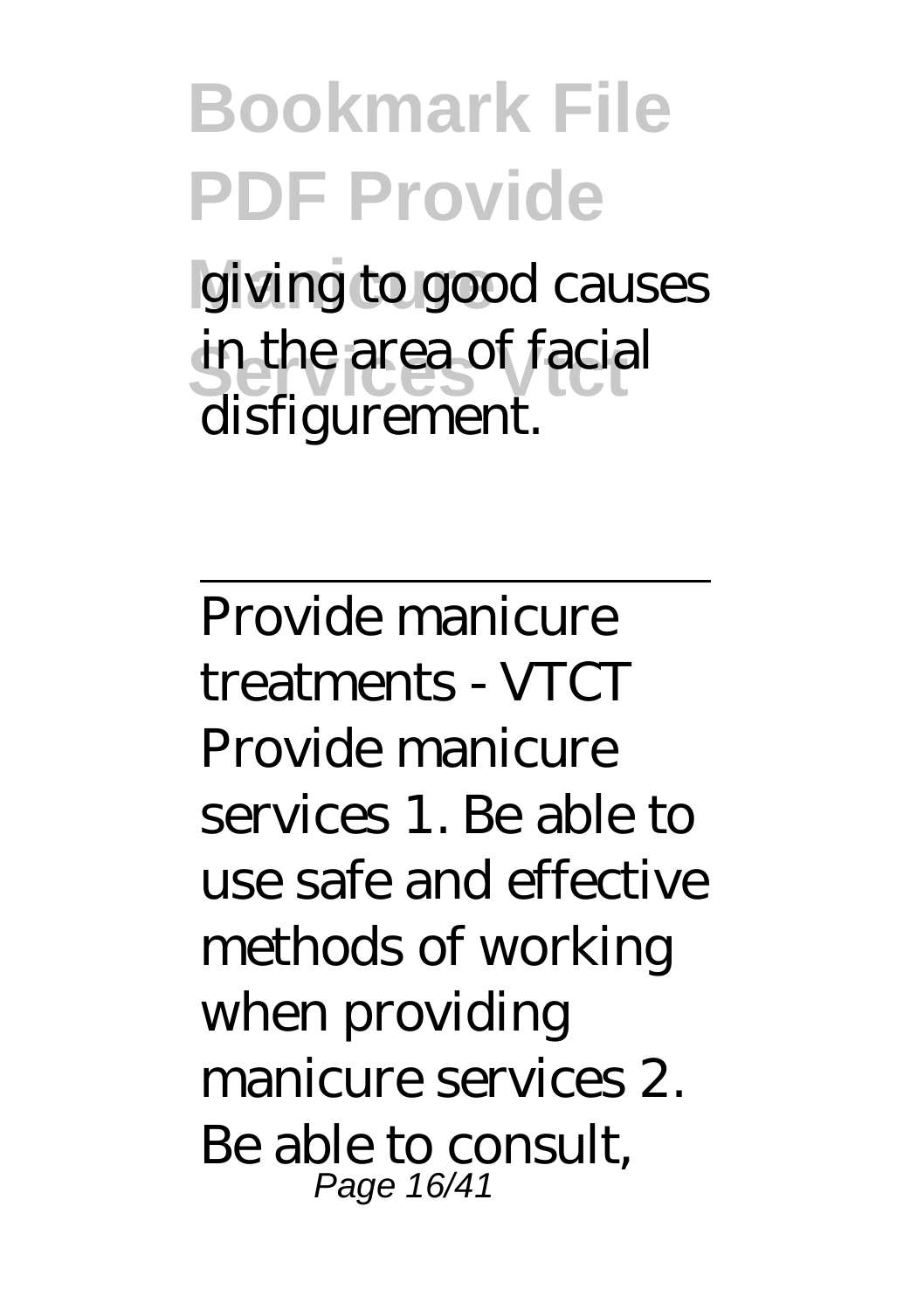giving to good causes in the area of facial disfigurement.

---

Provide manicure treatments - VTCT
Provide manicure services 1. Be able to use safe and effective methods of working when providing manicure services 2. Be able to consult,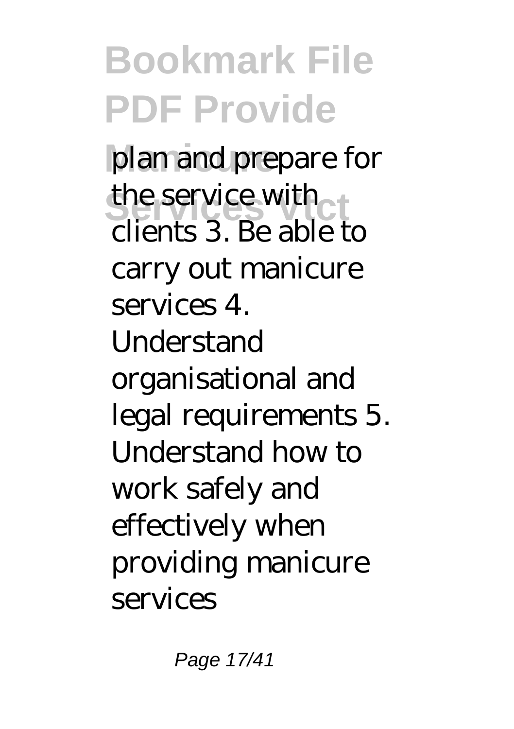plan and prepare for the service with clients 3. Be able to carry out manicure services 4. Understand organisational and legal requirements 5. Understand how to work safely and effectively when providing manicure services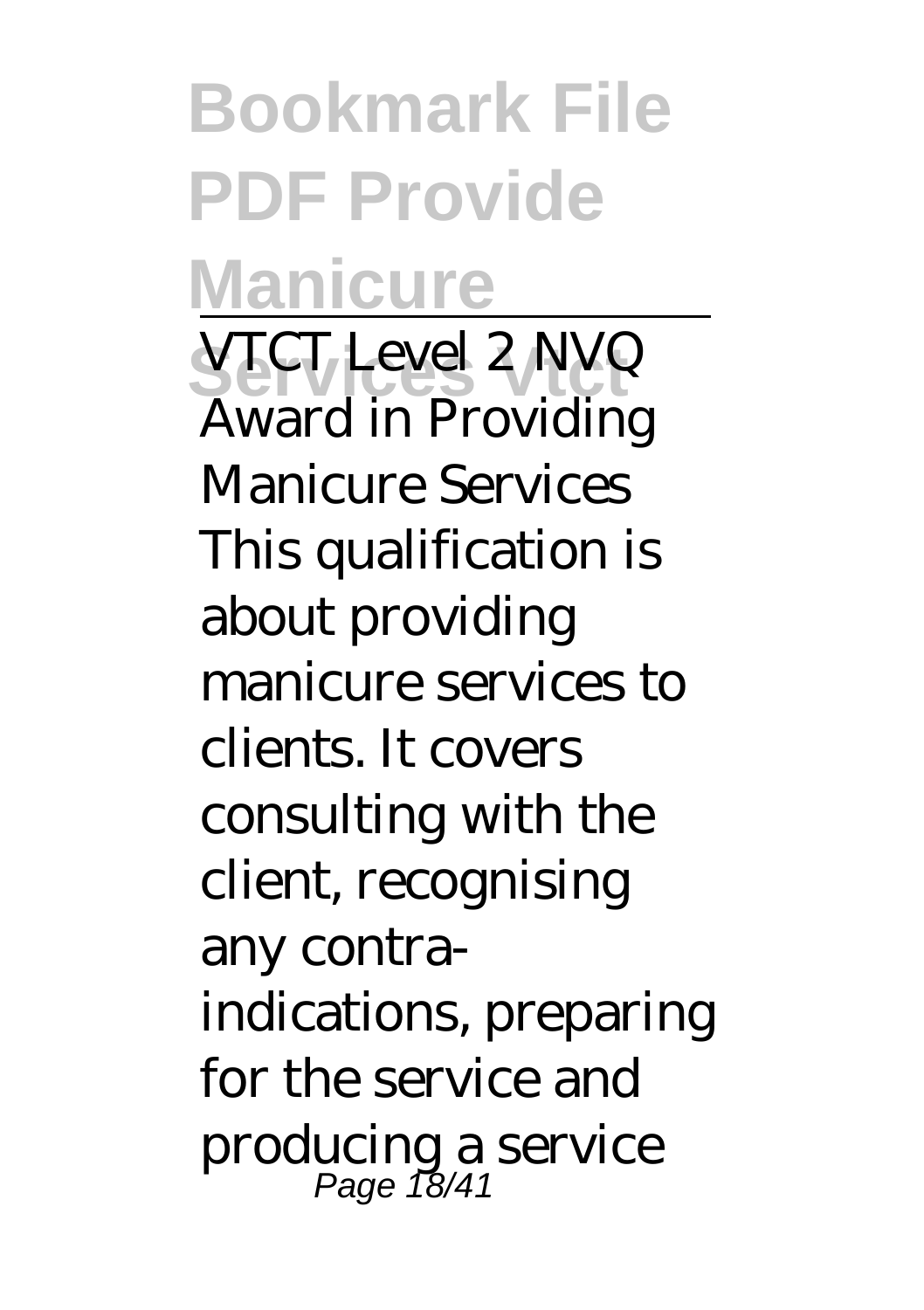VTCT Level 2 NVQ Award in Providing Manicure Services

This qualification is about providing manicure services to clients. It covers consulting with the client, recognising any contra-indications, preparing for the service and producing a service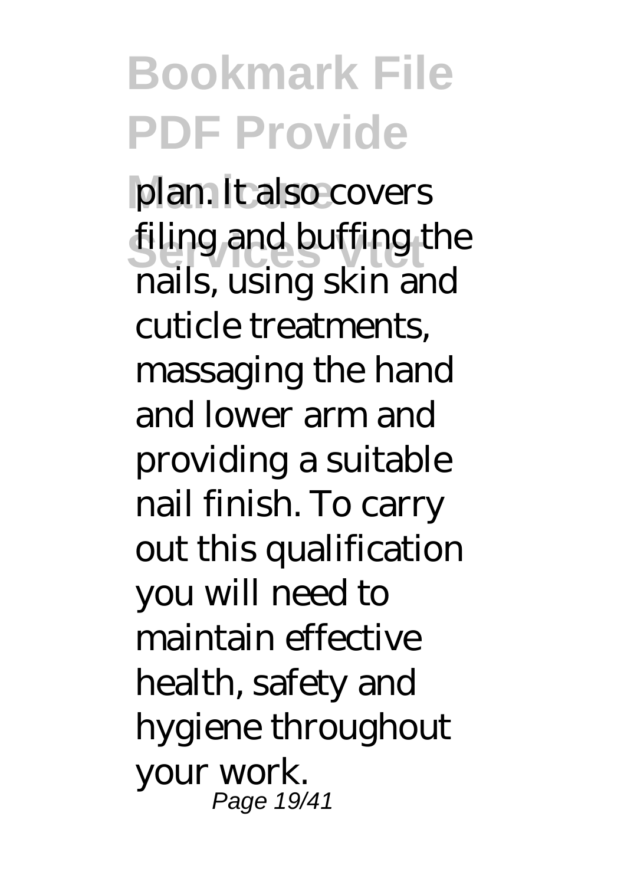plan. It also covers filing and buffing the nails, using skin and cuticle treatments, massaging the hand and lower arm and providing a suitable nail finish. To carry out this qualification you will need to maintain effective health, safety and hygiene throughout your work.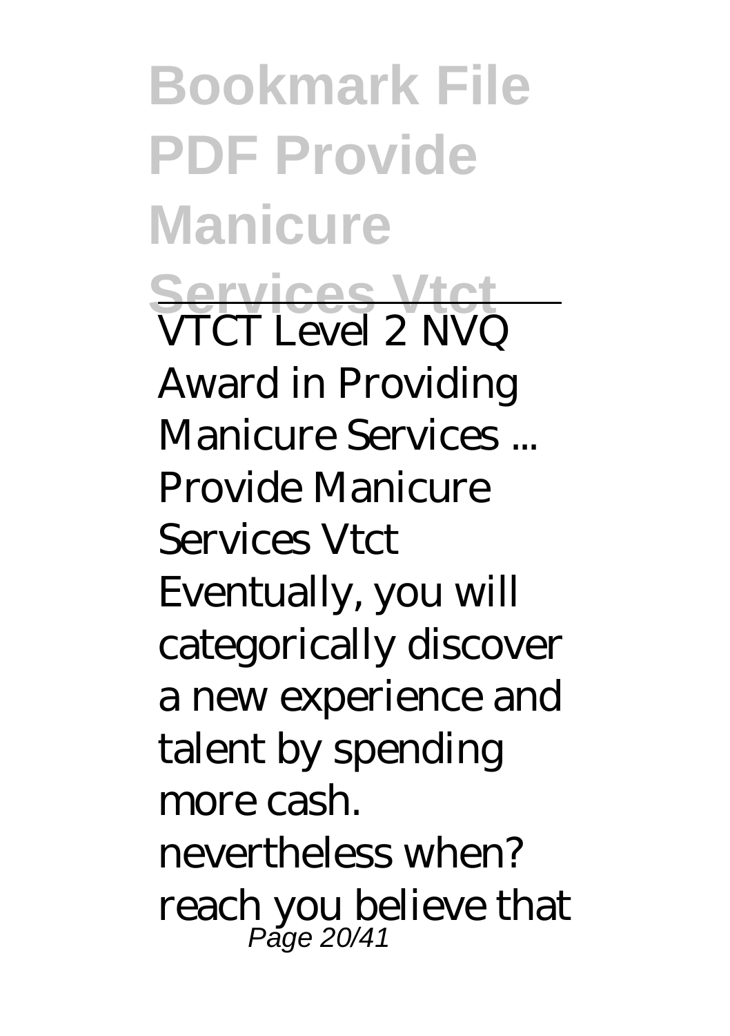VTCT Level 2 NVQ Award in Providing Manicure Services ...

Provide Manicure Services Vtct

Eventually, you will categorically discover a new experience and talent by spending more cash. nevertheless when? reach you believe that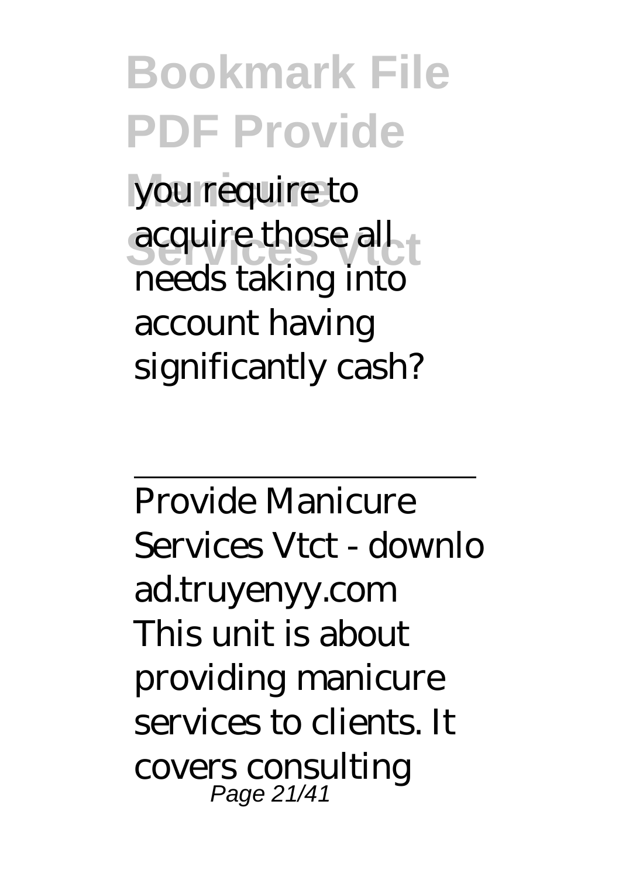you require to acquire those all needs taking into account having significantly cash?

---

Provide Manicure Services Vtct - download.truyenyy.com

This unit is about providing manicure services to clients. It covers consulting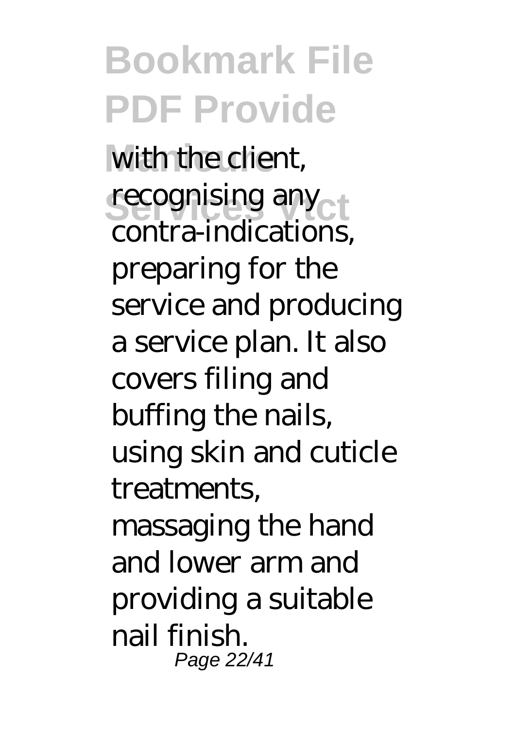with the client, recognising any contra-indications, preparing for the service and producing a service plan. It also covers filing and buffing the nails, using skin and cuticle treatments, massaging the hand and lower arm and providing a suitable nail finish.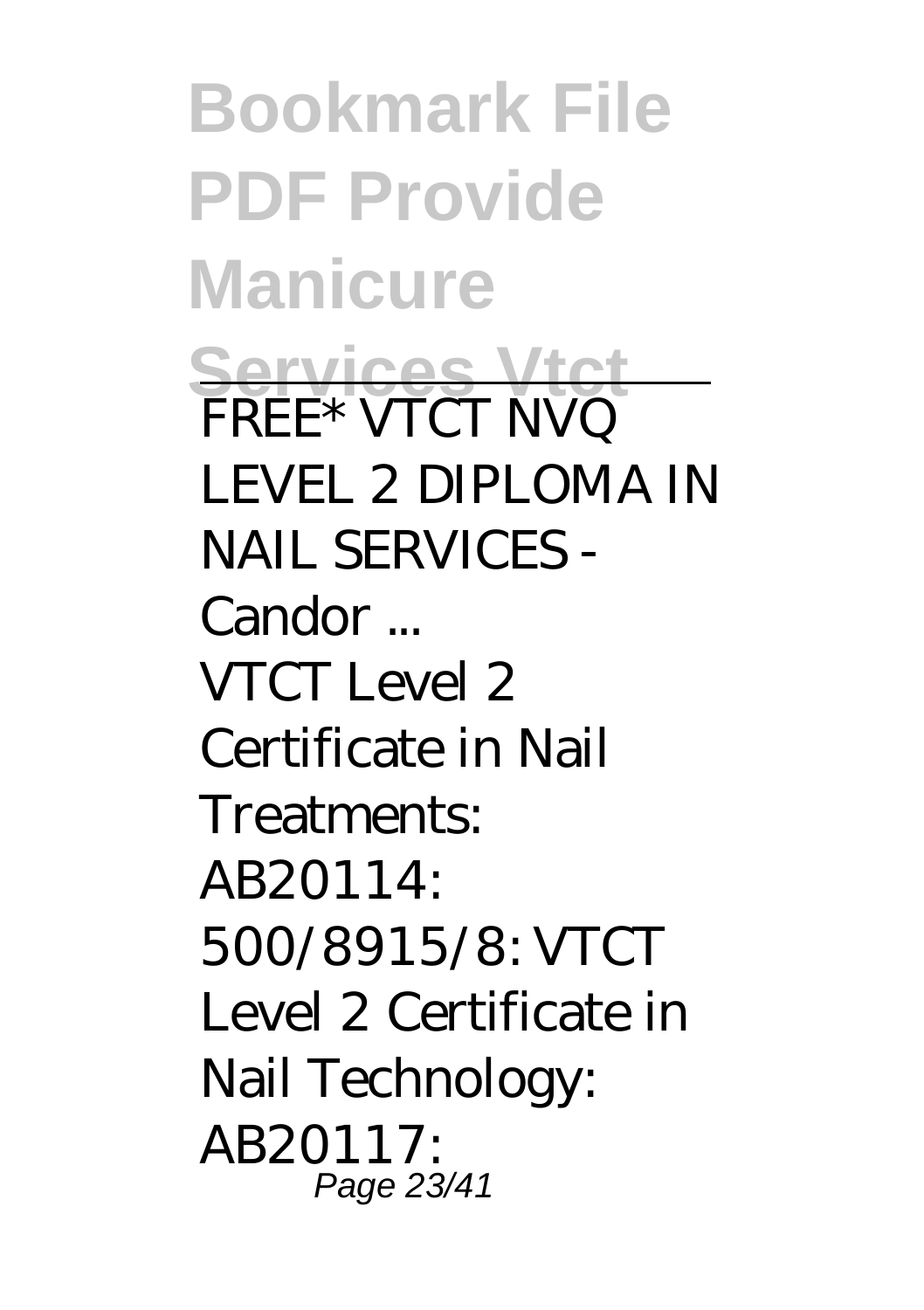FREE* VTCT NVQ LEVEL 2 DIPLOMA IN NAIL SERVICES - Candor ...

VTCT Level 2 Certificate in Nail Treatments: AB20114: 500/8915/8: VTCT Level 2 Certificate in Nail Technology: AB20117: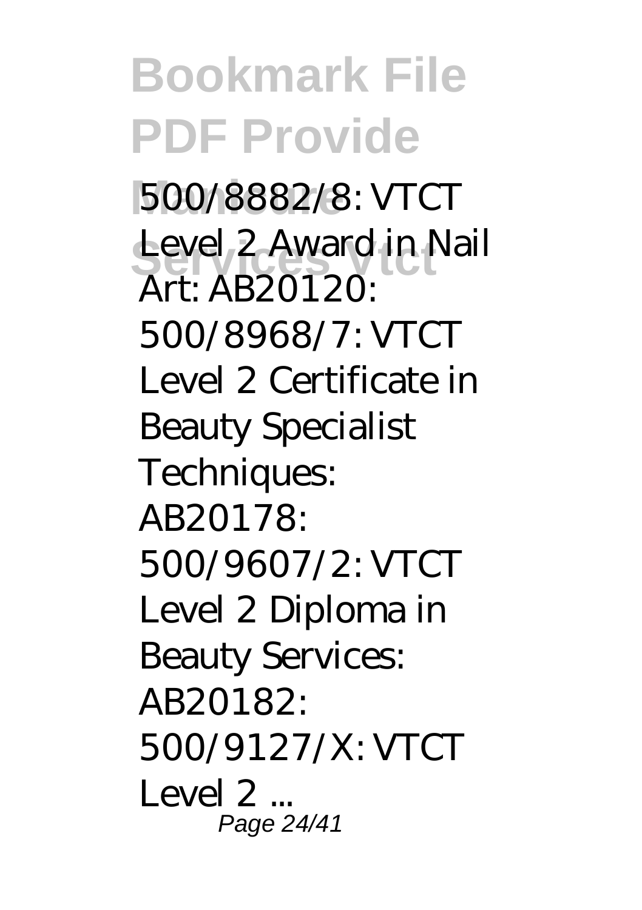500/8882/8: VTCT Level 2 Award in Nail Art: AB20120: 500/8968/7: VTCT Level 2 Certificate in Beauty Specialist Techniques: AB20178: 500/9607/2: VTCT Level 2 Diploma in Beauty Services: AB20182: 500/9127/X: VTCT Level 2 ...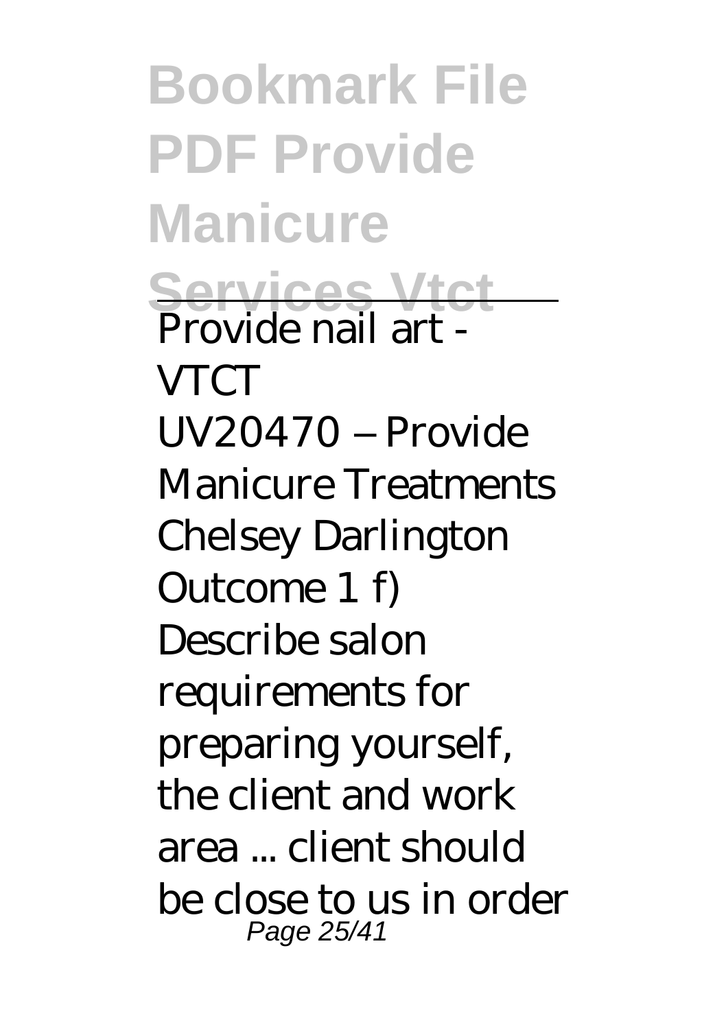Provide nail art - VTCT

UV20470 – Provide Manicure Treatments Chelsey Darlington Outcome 1 f) Describe salon requirements for preparing yourself, the client and work area ... client should be close to us in order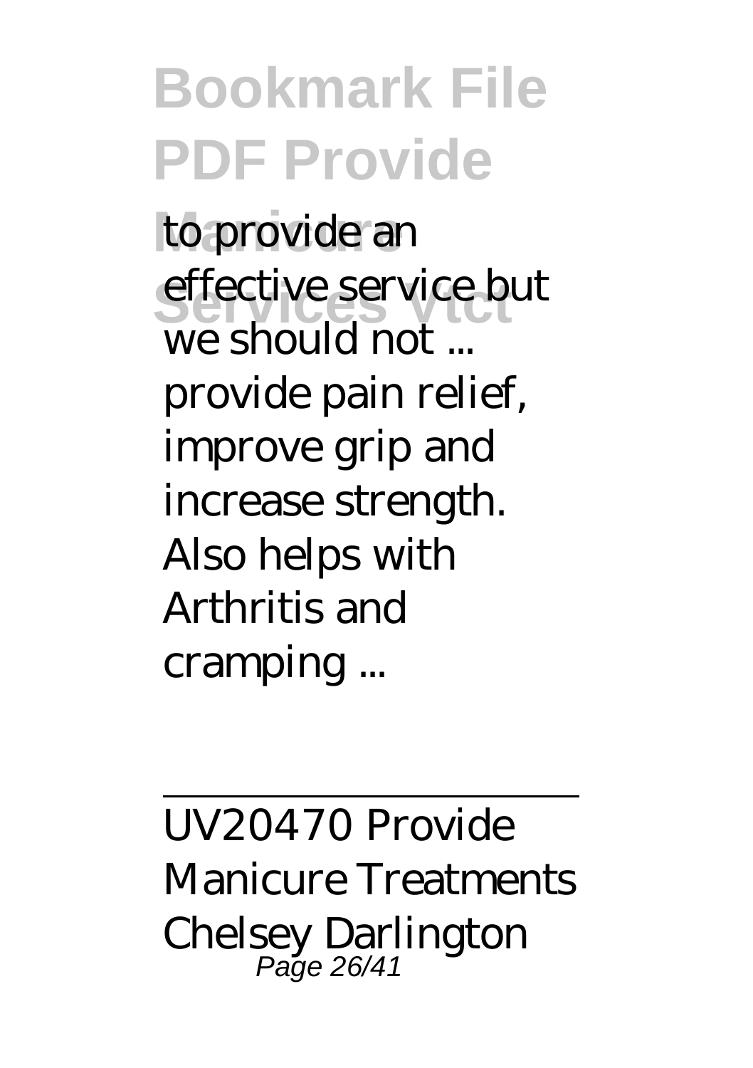to provide an effective service but we should not ... provide pain relief, improve grip and increase strength. Also helps with Arthritis and cramping ...

---

UV20470 Provide Manicure Treatments Chelsey Darlington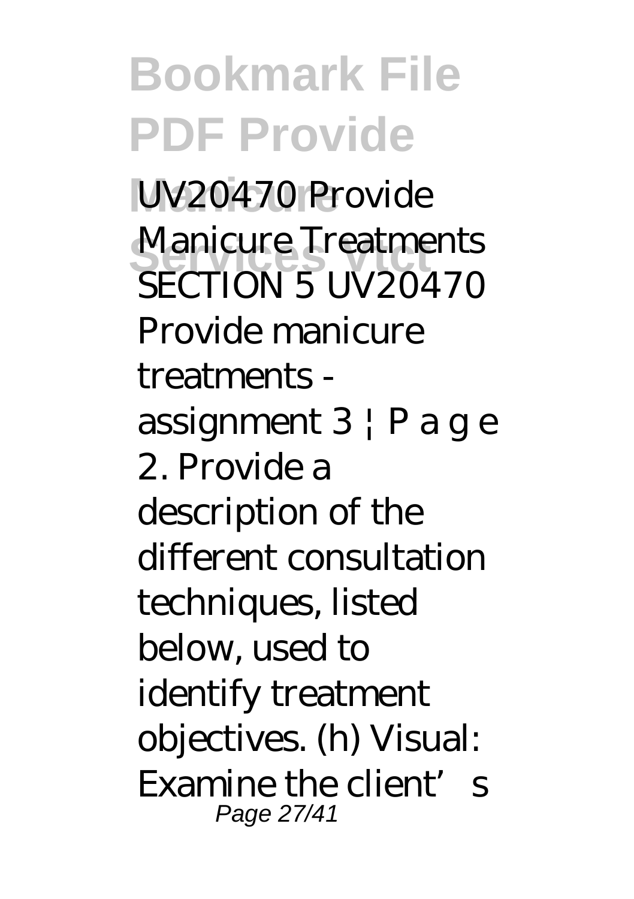UV20470 Provide Manicure Treatments SECTION 5 UV20470 Provide manicure treatments - assignment 3 | P a g e 2. Provide a description of the different consultation techniques, listed below, used to identify treatment objectives. (h) Visual: Examine the client’s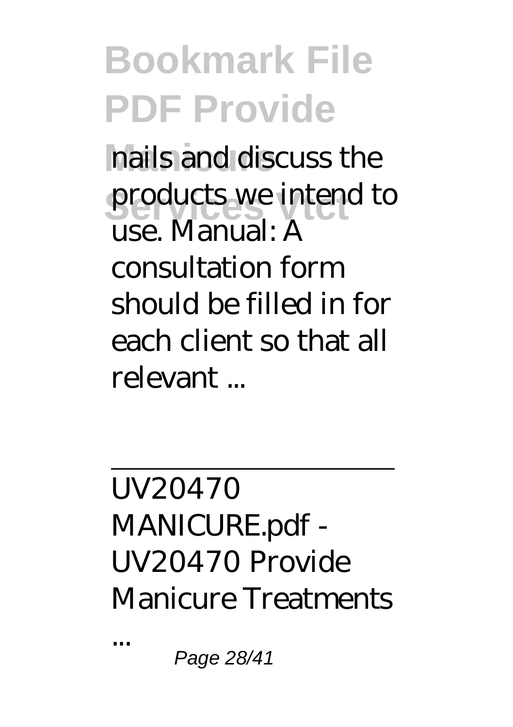nails and discuss the products we intend to use. Manual: A consultation form should be filled in for each client so that all relevant ...

---

UV20470 MANICURE.pdf - UV20470 Provide Manicure Treatments ...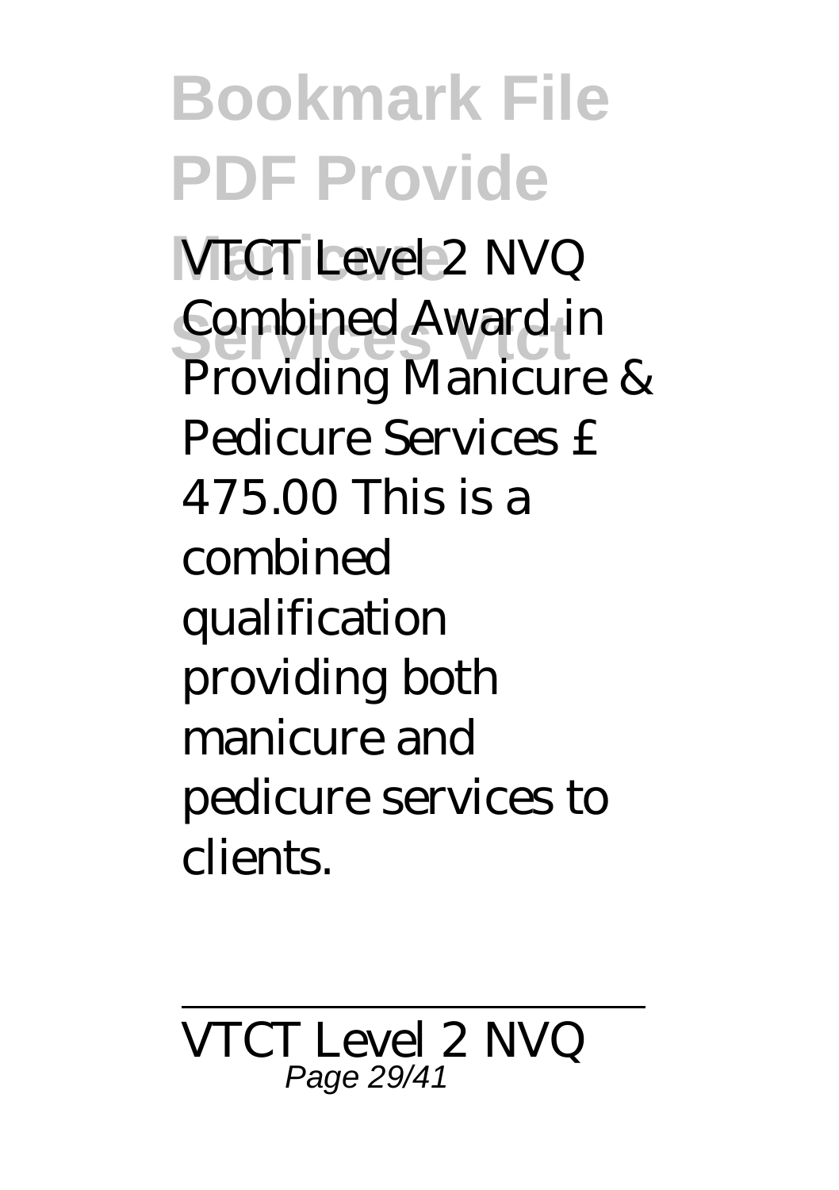VTCT Level 2 NVQ Combined Award in Providing Manicure & Pedicure Services £ 475.00 This is a combined qualification providing both manicure and pedicure services to clients.

---

VTCT Level 2 NVQ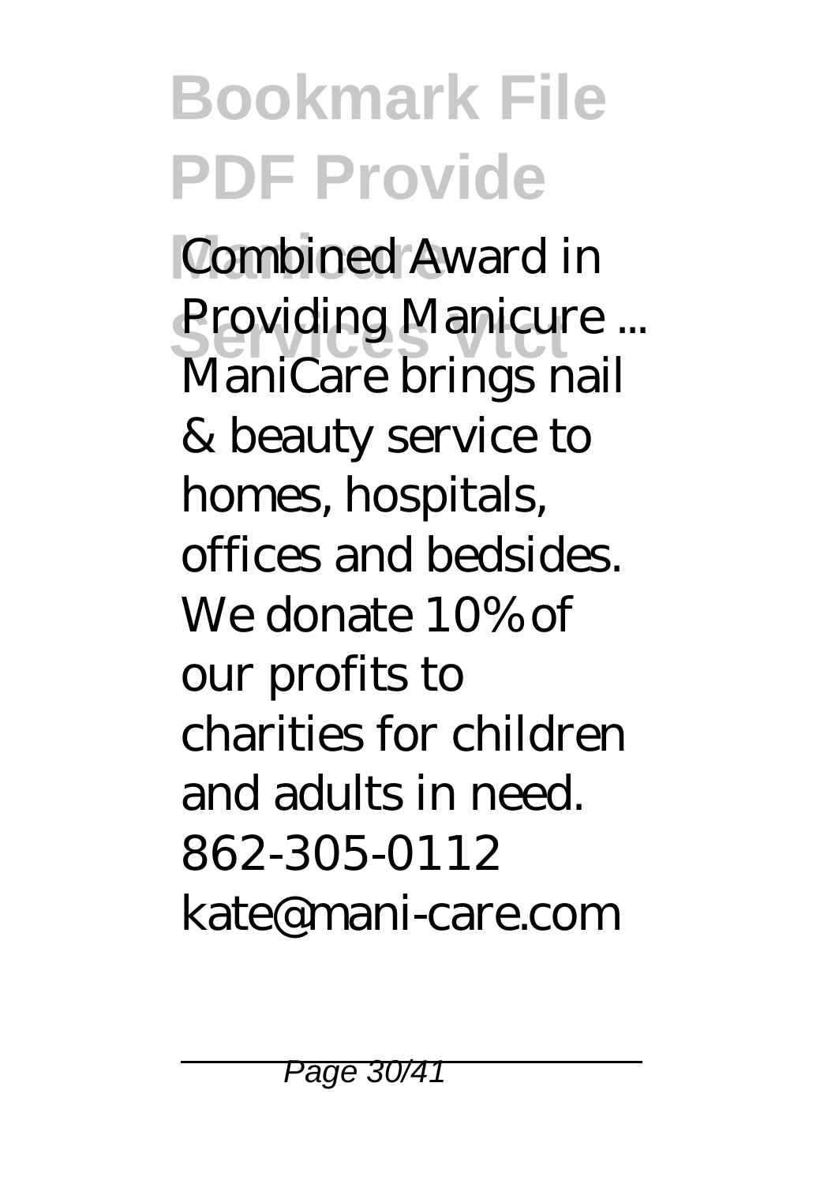Combined Award in Providing Manicure ...
ManiCare brings nail & beauty service to homes, hospitals, offices and bedsides. We donate 10% of our profits to charities for children and adults in need. 862-305-0112 kate@mani-care.com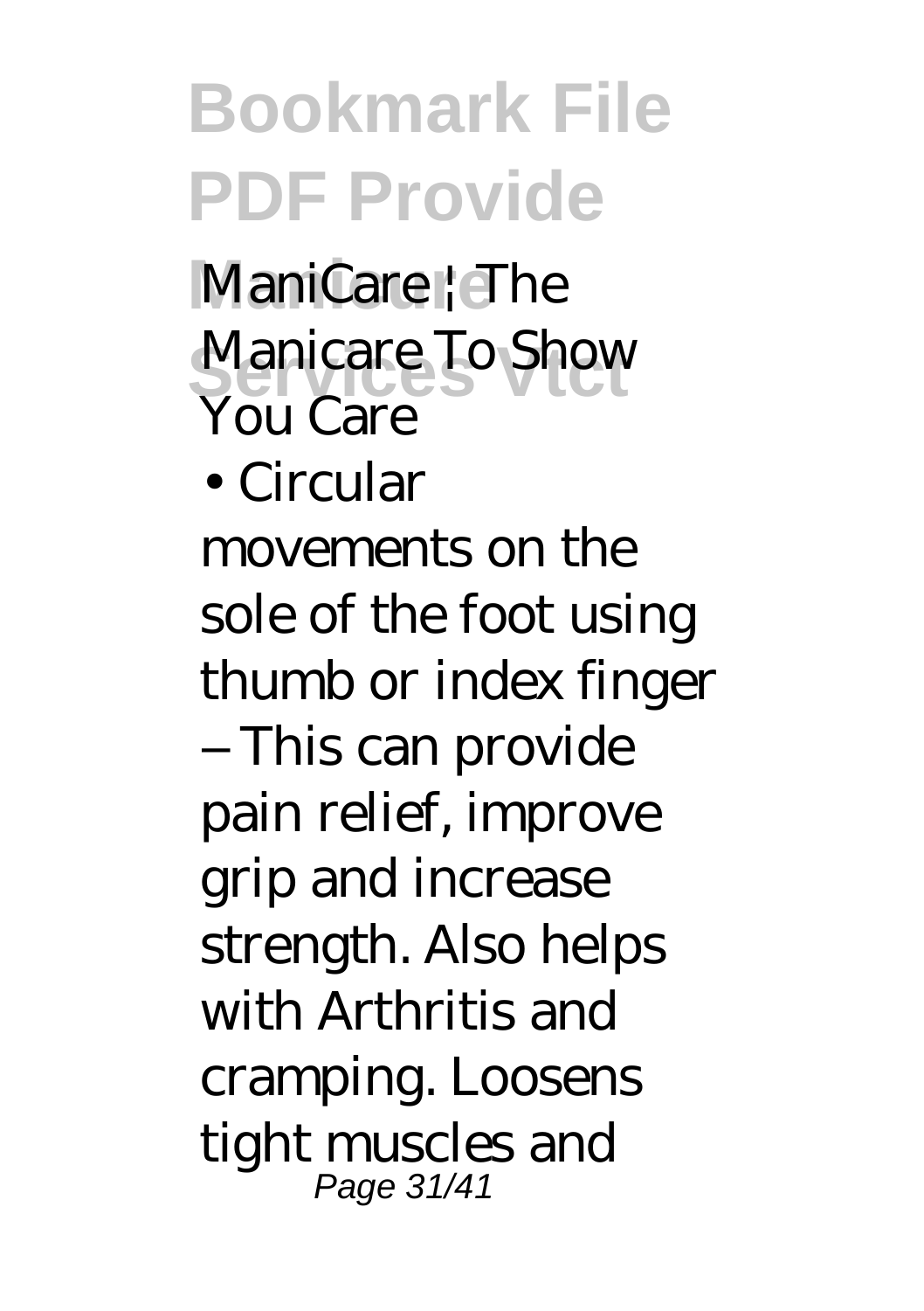ManiCare | The Manicare To Show You Care

• Circular movements on the sole of the foot using thumb or index finger – This can provide pain relief, improve grip and increase strength. Also helps with Arthritis and cramping. Loosens tight muscles and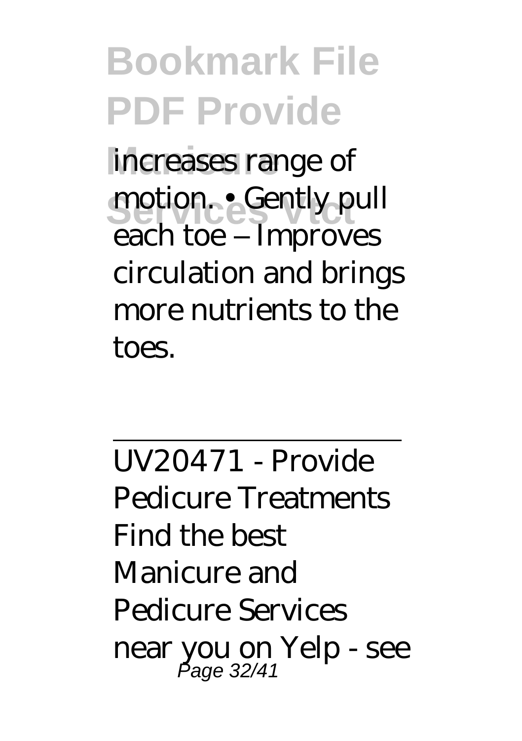increases range of motion. • Gently pull each toe – Improves circulation and brings more nutrients to the toes.

---

UV20471 - Provide Pedicure Treatments

Find the best Manicure and Pedicure Services near you on Yelp - see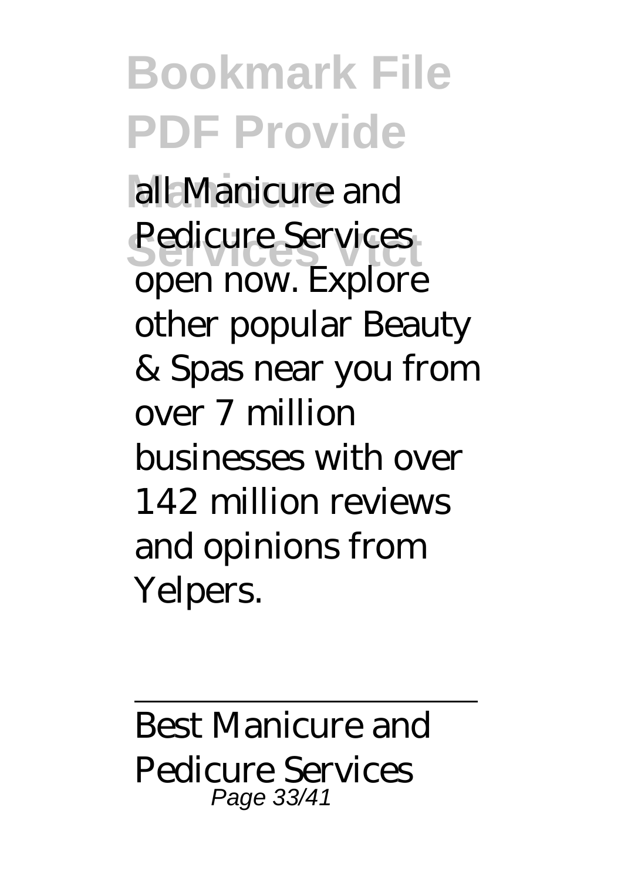all Manicure and Pedicure Services open now. Explore other popular Beauty & Spas near you from over 7 million businesses with over 142 million reviews and opinions from Yelpers.

---

Best Manicure and Pedicure Services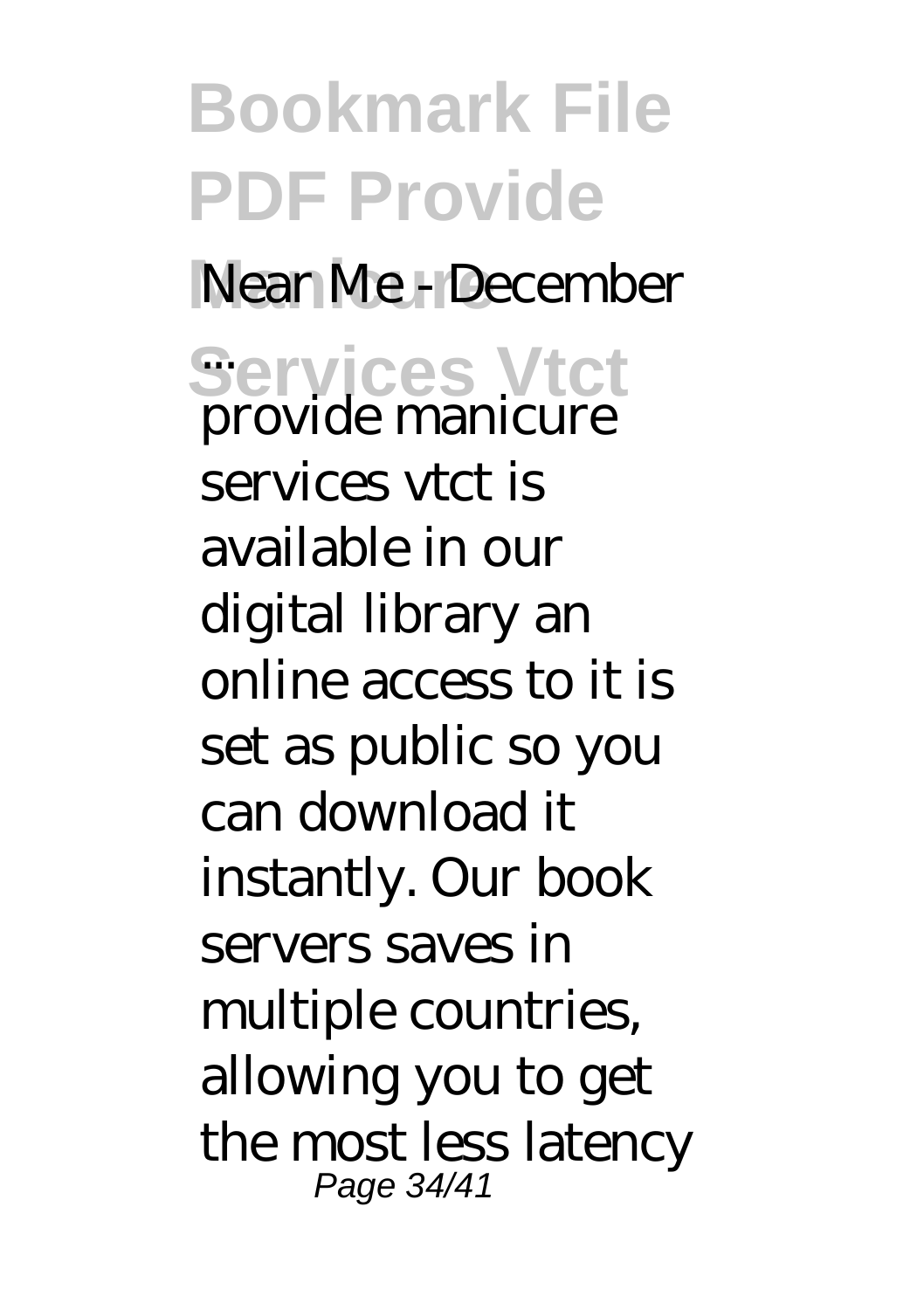Near Me - December ...

provide manicure services vtct is available in our digital library an online access to it is set as public so you can download it instantly. Our book servers saves in multiple countries, allowing you to get the most less latency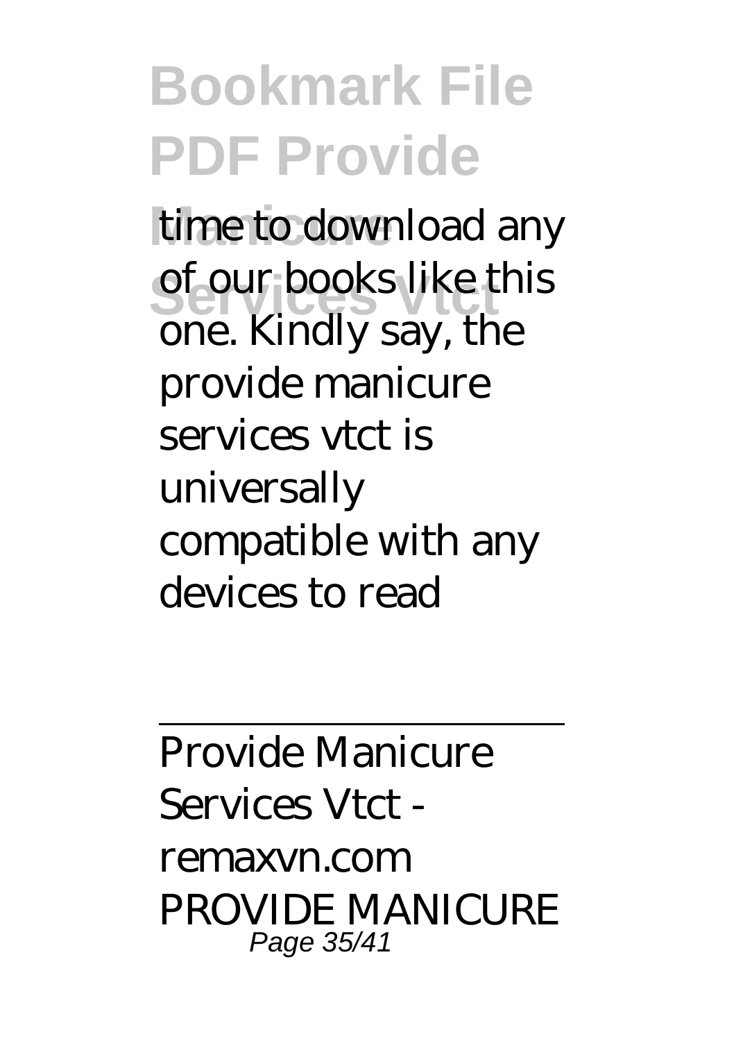time to download any of our books like this one. Kindly say, the provide manicure services vtct is universally compatible with any devices to read

---

Provide Manicure Services Vtct - remaxvn.com
PROVIDE MANICURE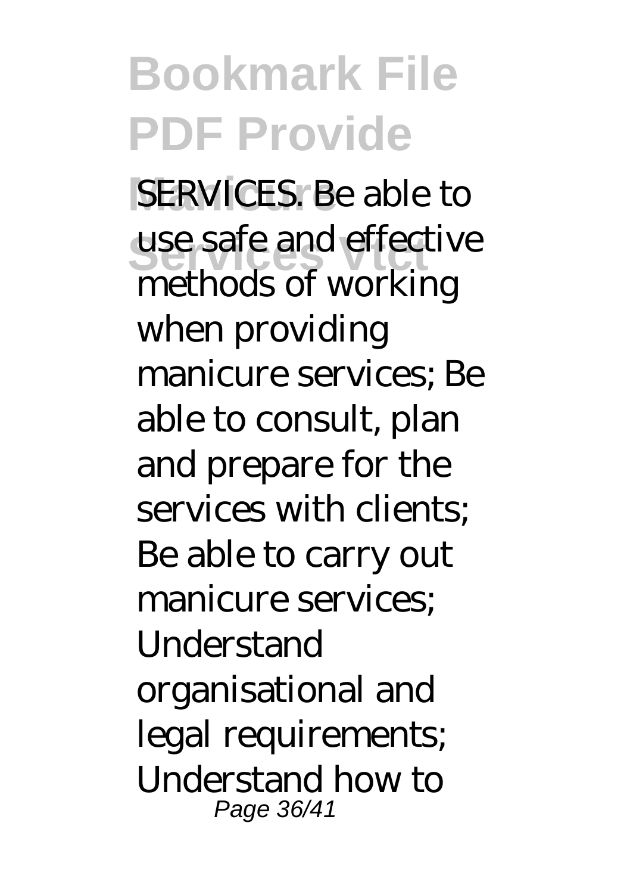SERVICES. Be able to use safe and effective methods of working when providing manicure services; Be able to consult, plan and prepare for the services with clients; Be able to carry out manicure services; Understand organisational and legal requirements; Understand how to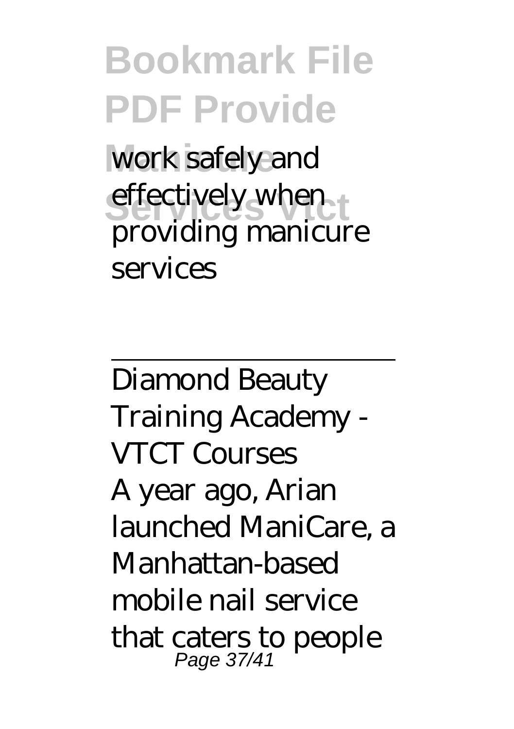work safely and effectively when providing manicure services

---

Diamond Beauty Training Academy - VTCT Courses

A year ago, Arian launched ManiCare, a Manhattan-based mobile nail service that caters to people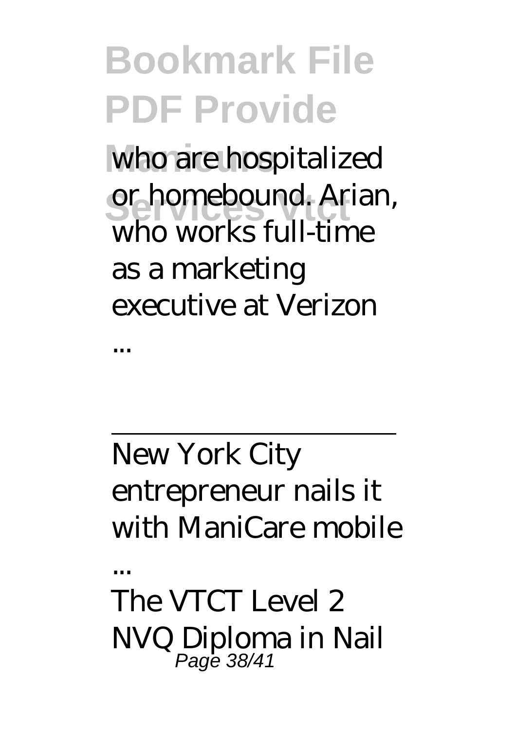who are hospitalized or homebound. Arian, who works full-time as a marketing executive at Verizon ...

New York City entrepreneur nails it with ManiCare mobile ...

The VTCT Level 2 NVQ Diploma in Nail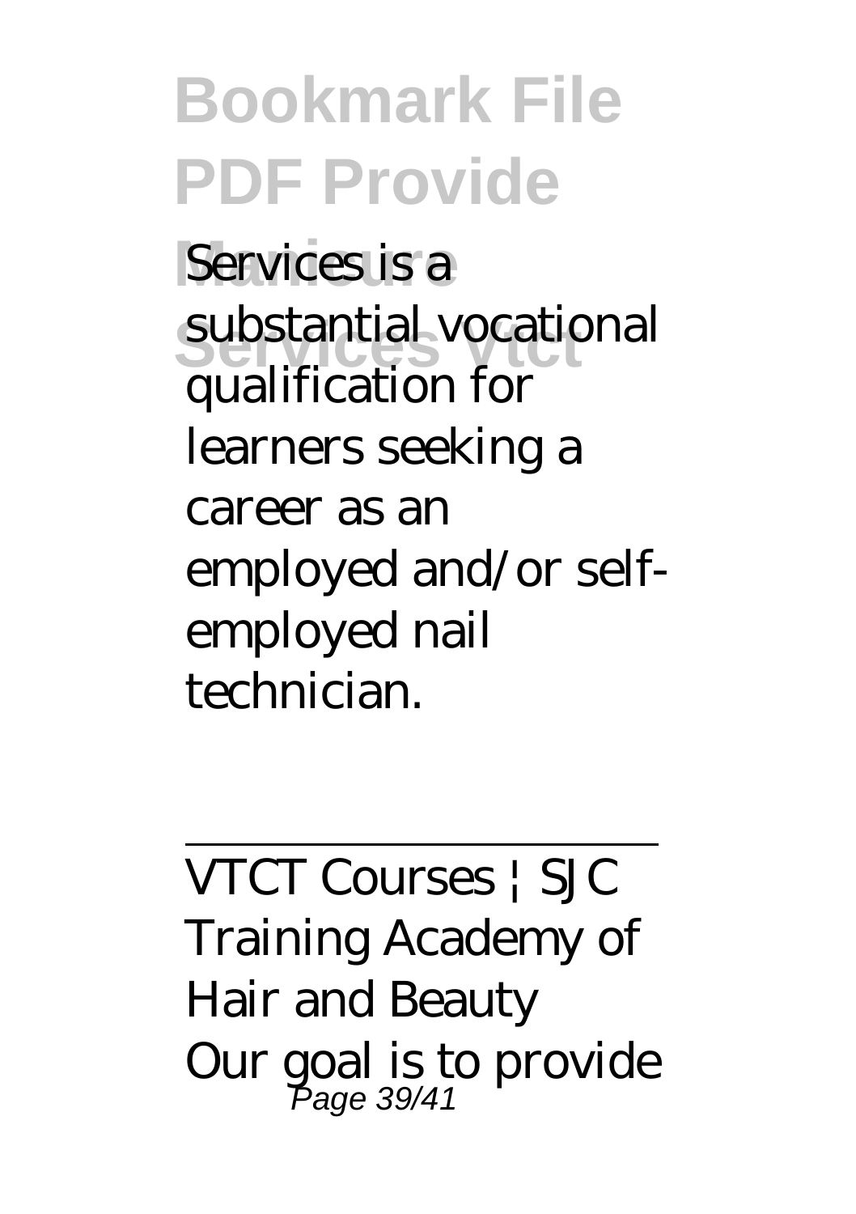Services is a substantial vocational qualification for learners seeking a career as an employed and/or self-employed nail technician.

---

VTCT Courses | SJC Training Academy of Hair and Beauty

Our goal is to provide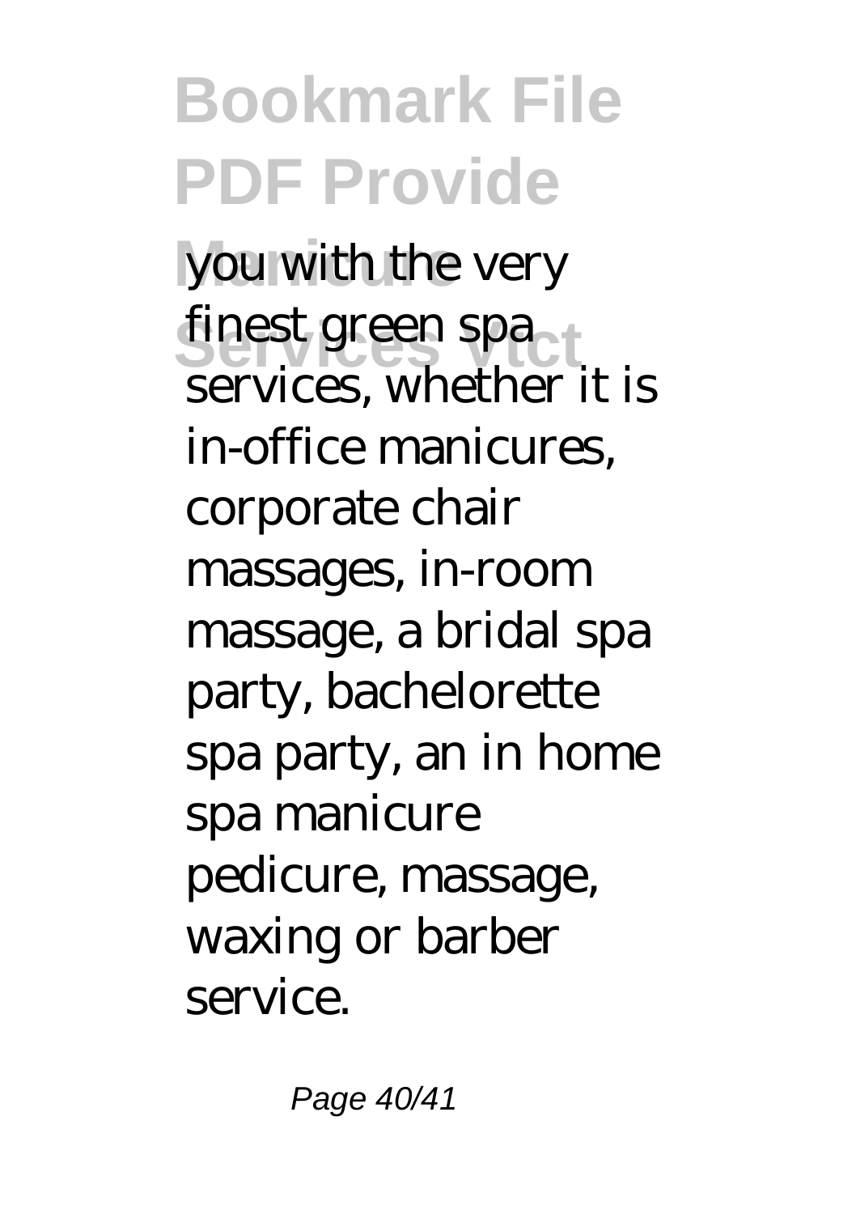you with the very finest green spa services, whether it is in-office manicures, corporate chair massages, in-room massage, a bridal spa party, bachelorette spa party, an in home spa manicure pedicure, massage, waxing or barber service.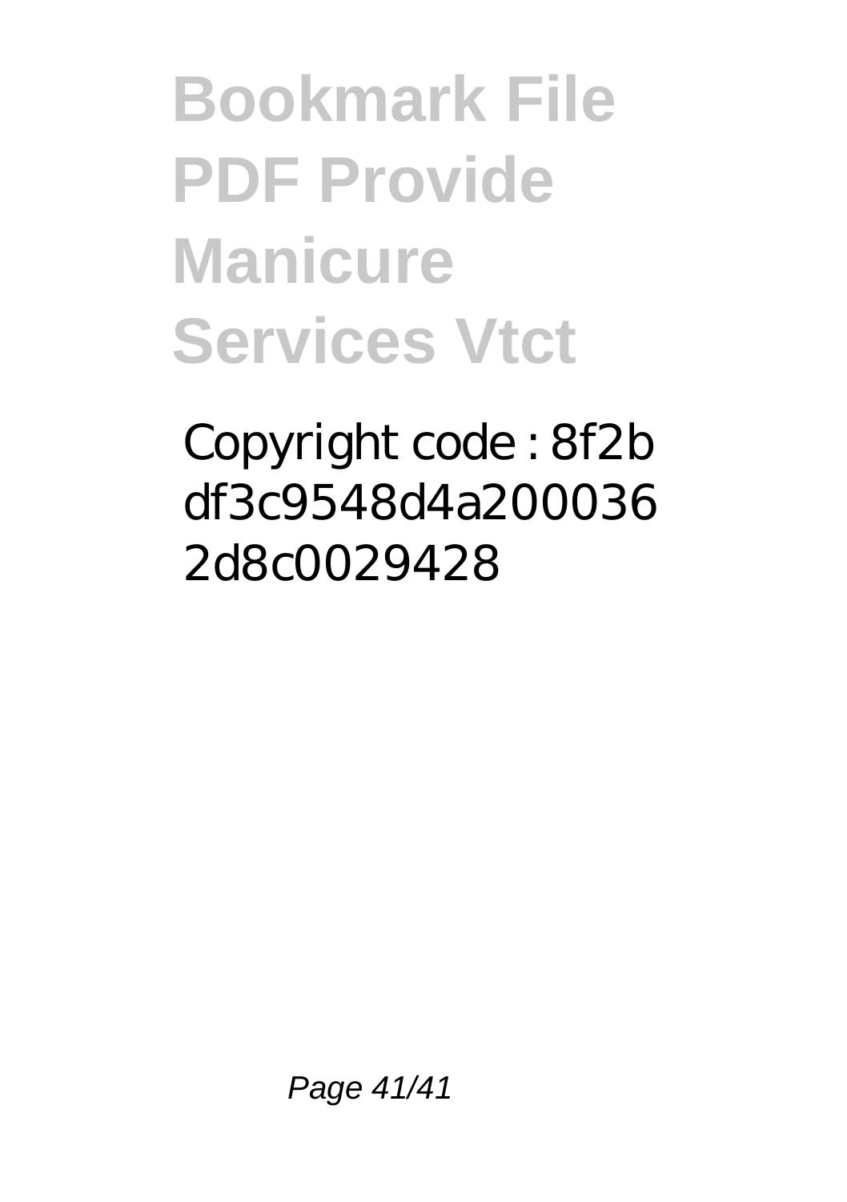Copyright code : 8f2bdf3c9548d4a2000362d8c0029428